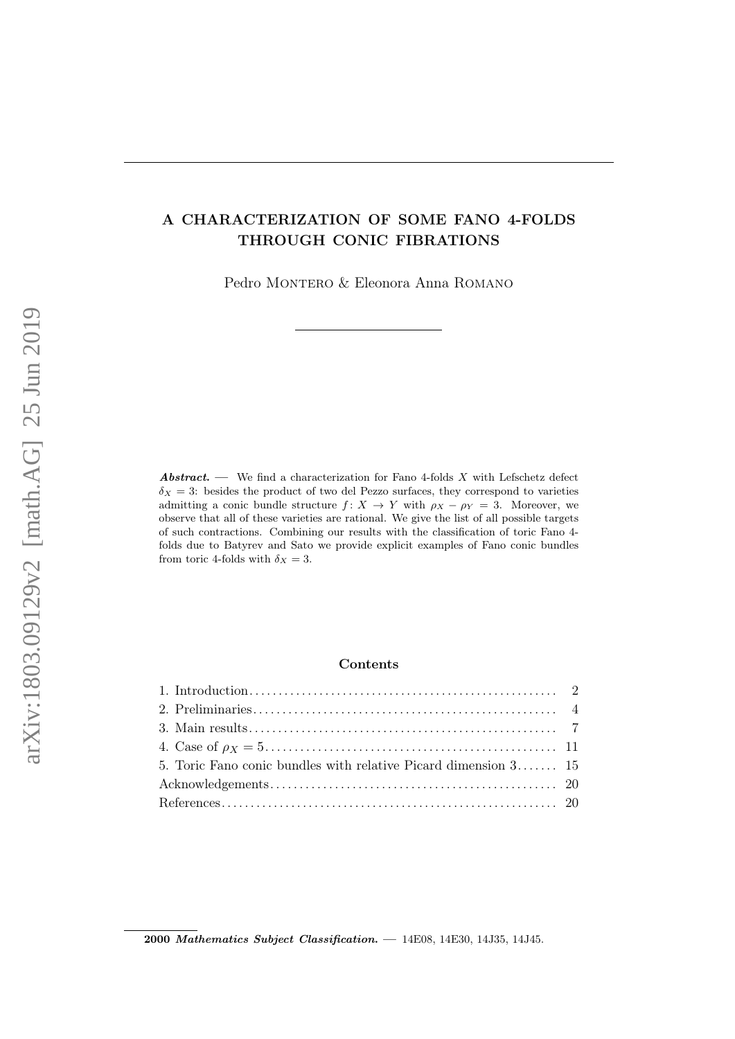# A CHARACTERIZATION OF SOME FANO 4-FOLDS THROUGH CONIC FIBRATIONS

Pedro Montero & Eleonora Anna Romano

***Abstract.*** — We find a characterization for Fano 4-folds $X$ with Lefschetz defect $\delta_X = 3$: besides the product of two del Pezzo surfaces, they correspond to varieties admitting a conic bundle structure $f\colon X \to Y$ with $\rho_X - \rho_Y = 3$. Moreover, we observe that all of these varieties are rational. We give the list of all possible targets of such contractions. Combining our results with the classification of toric Fano 4-folds due to Batyrev and Sato we provide explicit examples of Fano conic bundles from toric 4-folds with $\delta_X = 3$.

**Contents**

1. Introduction .......... 2
2. Preliminaries .......... 4
3. Main results .......... 7
4. Case of $\rho_X = 5$ .......... 11
5. Toric Fano conic bundles with relative Picard dimension 3 .......... 15

Acknowledgements .......... 20

References .......... 20

**2000** ***Mathematics Subject Classification.*** — 14E08, 14E30, 14J35, 14J45.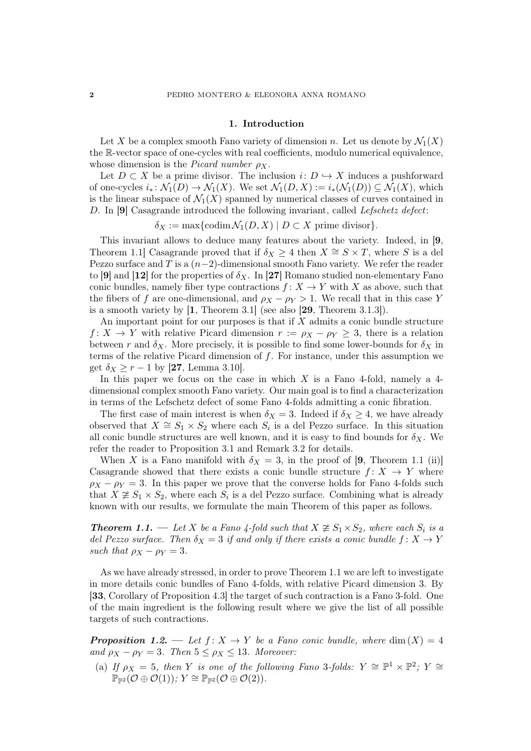## 1. Introduction

Let $X$ be a complex smooth Fano variety of dimension $n$. Let us denote by $\mathcal{N}_1(X)$ the $\mathbb{R}$-vector space of one-cycles with real coefficients, modulo numerical equivalence, whose dimension is the *Picard number* $\rho_X$.

Let $D \subset X$ be a prime divisor. The inclusion $i\colon D \hookrightarrow X$ induces a pushforward of one-cycles $i_*\colon \mathcal{N}_1(D) \to \mathcal{N}_1(X)$. We set $\mathcal{N}_1(D,X) := i_*(\mathcal{N}_1(D)) \subseteq \mathcal{N}_1(X)$, which is the linear subspace of $\mathcal{N}_1(X)$ spanned by numerical classes of curves contained in $D$. In [**9**] Casagrande introduced the following invariant, called *Lefschetz defect*:

$$\delta_X := \max\{\operatorname{codim} \mathcal{N}_1(D,X) \mid D \subset X \text{ prime divisor}\}.$$

This invariant allows to deduce many features about the variety. Indeed, in [**9**, Theorem 1.1] Casagrande proved that if $\delta_X \geq 4$ then $X \cong S \times T$, where $S$ is a del Pezzo surface and $T$ is a $(n-2)$-dimensional smooth Fano variety. We refer the reader to [**9**] and [**12**] for the properties of $\delta_X$. In [**27**] Romano studied non-elementary Fano conic bundles, namely fiber type contractions $f\colon X \to Y$ with $X$ as above, such that the fibers of $f$ are one-dimensional, and $\rho_X - \rho_Y > 1$. We recall that in this case $Y$ is a smooth variety by [**1**, Theorem 3.1] (see also [**29**, Theorem 3.1.3]).

An important point for our purposes is that if $X$ admits a conic bundle structure $f\colon X \to Y$ with relative Picard dimension $r := \rho_X - \rho_Y \geq 3$, there is a relation between $r$ and $\delta_X$. More precisely, it is possible to find some lower-bounds for $\delta_X$ in terms of the relative Picard dimension of $f$. For instance, under this assumption we get $\delta_X \geq r - 1$ by [**27**, Lemma 3.10].

In this paper we focus on the case in which $X$ is a Fano 4-fold, namely a 4-dimensional complex smooth Fano variety. Our main goal is to find a characterization in terms of the Lefschetz defect of some Fano 4-folds admitting a conic fibration.

The first case of main interest is when $\delta_X = 3$. Indeed if $\delta_X \geq 4$, we have already observed that $X \cong S_1 \times S_2$ where each $S_i$ is a del Pezzo surface. In this situation all conic bundle structures are well known, and it is easy to find bounds for $\delta_X$. We refer the reader to Proposition 3.1 and Remark 3.2 for details.

When $X$ is a Fano manifold with $\delta_X = 3$, in the proof of [**9**, Theorem 1.1 (ii)] Casagrande showed that there exists a conic bundle structure $f\colon X \to Y$ where $\rho_X - \rho_Y = 3$. In this paper we prove that the converse holds for Fano 4-folds such that $X \not\cong S_1 \times S_2$, where each $S_i$ is a del Pezzo surface. Combining what is already known with our results, we formulate the main Theorem of this paper as follows.

***Theorem 1.1.*** — *Let $X$ be a Fano 4-fold such that $X \not\cong S_1 \times S_2$, where each $S_i$ is a del Pezzo surface. Then $\delta_X = 3$ if and only if there exists a conic bundle $f\colon X \to Y$ such that $\rho_X - \rho_Y = 3$.*

As we have already stressed, in order to prove Theorem 1.1 we are left to investigate in more details conic bundles of Fano 4-folds, with relative Picard dimension 3. By [**33**, Corollary of Proposition 4.3] the target of such contraction is a Fano 3-fold. One of the main ingredient is the following result where we give the list of all possible targets of such contractions.

***Proposition 1.2.*** — *Let $f\colon X \to Y$ be a Fano conic bundle, where $\dim(X) = 4$ and $\rho_X - \rho_Y = 3$. Then $5 \leq \rho_X \leq 13$. Moreover:*

(a) *If $\rho_X = 5$, then $Y$ is one of the following Fano 3-folds: $Y \cong \mathbb{P}^1 \times \mathbb{P}^2$; $Y \cong \mathbb{P}_{\mathbb{P}^2}(\mathcal{O} \oplus \mathcal{O}(1))$; $Y \cong \mathbb{P}_{\mathbb{P}^2}(\mathcal{O} \oplus \mathcal{O}(2))$.*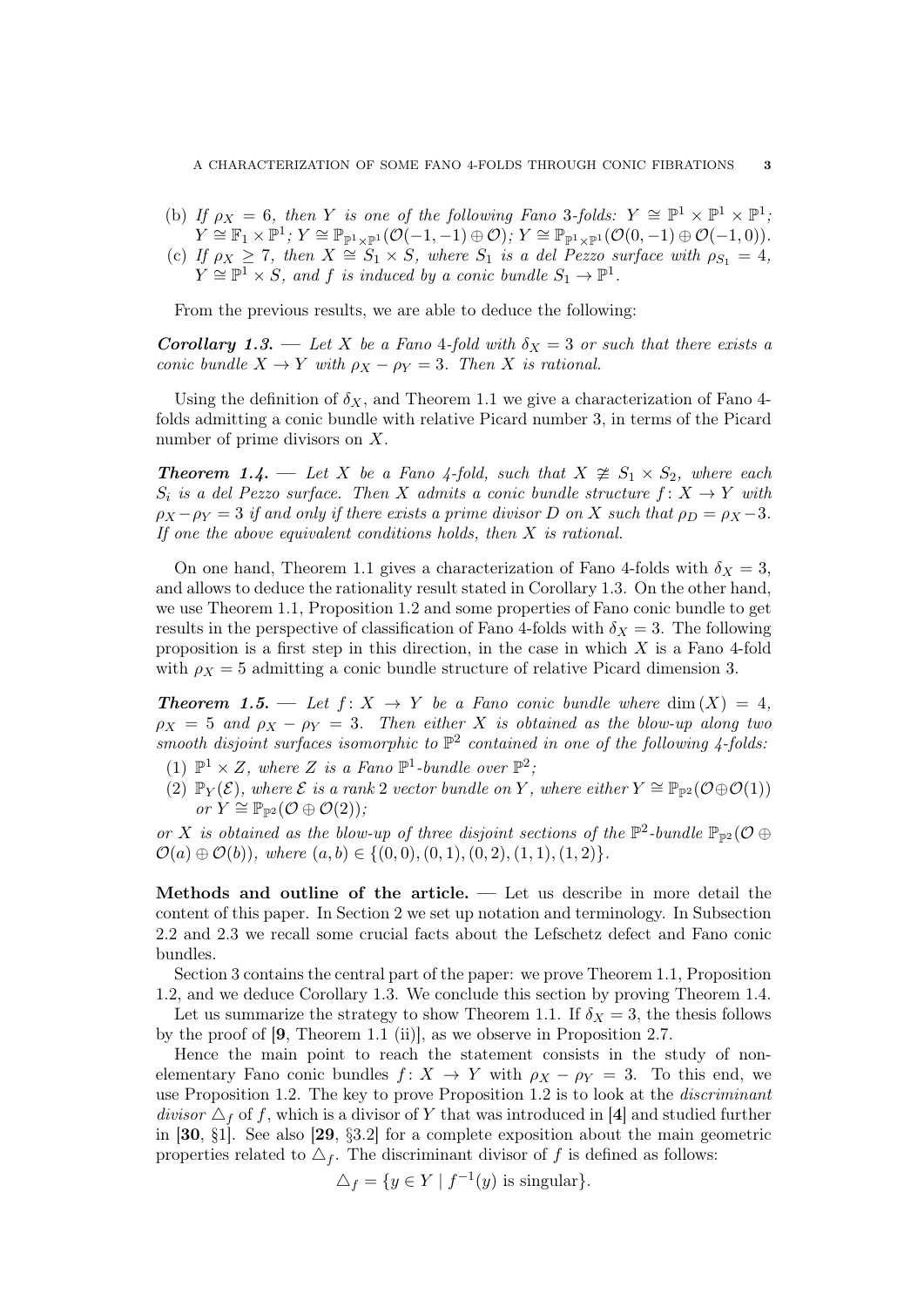(b) *If $\rho_X = 6$, then $Y$ is one of the following Fano 3-folds: $Y \cong \mathbb{P}^1 \times \mathbb{P}^1 \times \mathbb{P}^1$; $Y \cong \mathbb{F}_1 \times \mathbb{P}^1$; $Y \cong \mathbb{P}_{\mathbb{P}^1\times\mathbb{P}^1}(\mathcal{O}(-1,-1) \oplus \mathcal{O})$; $Y \cong \mathbb{P}_{\mathbb{P}^1\times\mathbb{P}^1}(\mathcal{O}(0,-1) \oplus \mathcal{O}(-1,0))$.*

(c) *If $\rho_X \geq 7$, then $X \cong S_1 \times S$, where $S_1$ is a del Pezzo surface with $\rho_{S_1} = 4$, $Y \cong \mathbb{P}^1 \times S$, and $f$ is induced by a conic bundle $S_1 \to \mathbb{P}^1$.*

From the previous results, we are able to deduce the following:

***Corollary 1.3.*** — *Let $X$ be a Fano 4-fold with $\delta_X = 3$ or such that there exists a conic bundle $X \to Y$ with $\rho_X - \rho_Y = 3$. Then $X$ is rational.*

Using the definition of $\delta_X$, and Theorem 1.1 we give a characterization of Fano 4-folds admitting a conic bundle with relative Picard number 3, in terms of the Picard number of prime divisors on $X$.

***Theorem 1.4.*** — *Let $X$ be a Fano 4-fold, such that $X \not\cong S_1 \times S_2$, where each $S_i$ is a del Pezzo surface. Then $X$ admits a conic bundle structure $f : X \to Y$ with $\rho_X - \rho_Y = 3$ if and only if there exists a prime divisor $D$ on $X$ such that $\rho_D = \rho_X - 3$. If one the above equivalent conditions holds, then $X$ is rational.*

On one hand, Theorem 1.1 gives a characterization of Fano 4-folds with $\delta_X = 3$, and allows to deduce the rationality result stated in Corollary 1.3. On the other hand, we use Theorem 1.1, Proposition 1.2 and some properties of Fano conic bundle to get results in the perspective of classification of Fano 4-folds with $\delta_X = 3$. The following proposition is a first step in this direction, in the case in which $X$ is a Fano 4-fold with $\rho_X = 5$ admitting a conic bundle structure of relative Picard dimension 3.

***Theorem 1.5.*** — *Let $f : X \to Y$ be a Fano conic bundle where $\dim(X) = 4$, $\rho_X = 5$ and $\rho_X - \rho_Y = 3$. Then either $X$ is obtained as the blow-up along two smooth disjoint surfaces isomorphic to $\mathbb{P}^2$ contained in one of the following 4-folds:*

(1) *$\mathbb{P}^1 \times Z$, where $Z$ is a Fano $\mathbb{P}^1$-bundle over $\mathbb{P}^2$;*
(2) *$\mathbb{P}_Y(\mathcal{E})$, where $\mathcal{E}$ is a rank 2 vector bundle on $Y$, where either $Y \cong \mathbb{P}_{\mathbb{P}^2}(\mathcal{O}\oplus\mathcal{O}(1))$ or $Y \cong \mathbb{P}_{\mathbb{P}^2}(\mathcal{O} \oplus \mathcal{O}(2))$;*

*or $X$ is obtained as the blow-up of three disjoint sections of the $\mathbb{P}^2$-bundle $\mathbb{P}_{\mathbb{P}^2}(\mathcal{O} \oplus \mathcal{O}(a) \oplus \mathcal{O}(b))$, where $(a, b) \in \{(0, 0), (0, 1), (0, 2), (1, 1), (1, 2)\}$.*

**Methods and outline of the article.** — Let us describe in more detail the content of this paper. In Section 2 we set up notation and terminology. In Subsection 2.2 and 2.3 we recall some crucial facts about the Lefschetz defect and Fano conic bundles.

Section 3 contains the central part of the paper: we prove Theorem 1.1, Proposition 1.2, and we deduce Corollary 1.3. We conclude this section by proving Theorem 1.4.

Let us summarize the strategy to show Theorem 1.1. If $\delta_X = 3$, the thesis follows by the proof of [**9**, Theorem 1.1 (ii)], as we observe in Proposition 2.7.

Hence the main point to reach the statement consists in the study of non-elementary Fano conic bundles $f : X \to Y$ with $\rho_X - \rho_Y = 3$. To this end, we use Proposition 1.2. The key to prove Proposition 1.2 is to look at the *discriminant divisor* $\triangle_f$ of $f$, which is a divisor of $Y$ that was introduced in [**4**] and studied further in [**30**, §1]. See also [**29**, §3.2] for a complete exposition about the main geometric properties related to $\triangle_f$. The discriminant divisor of $f$ is defined as follows:

$$\triangle_f = \{y \in Y \mid f^{-1}(y) \text{ is singular}\}.$$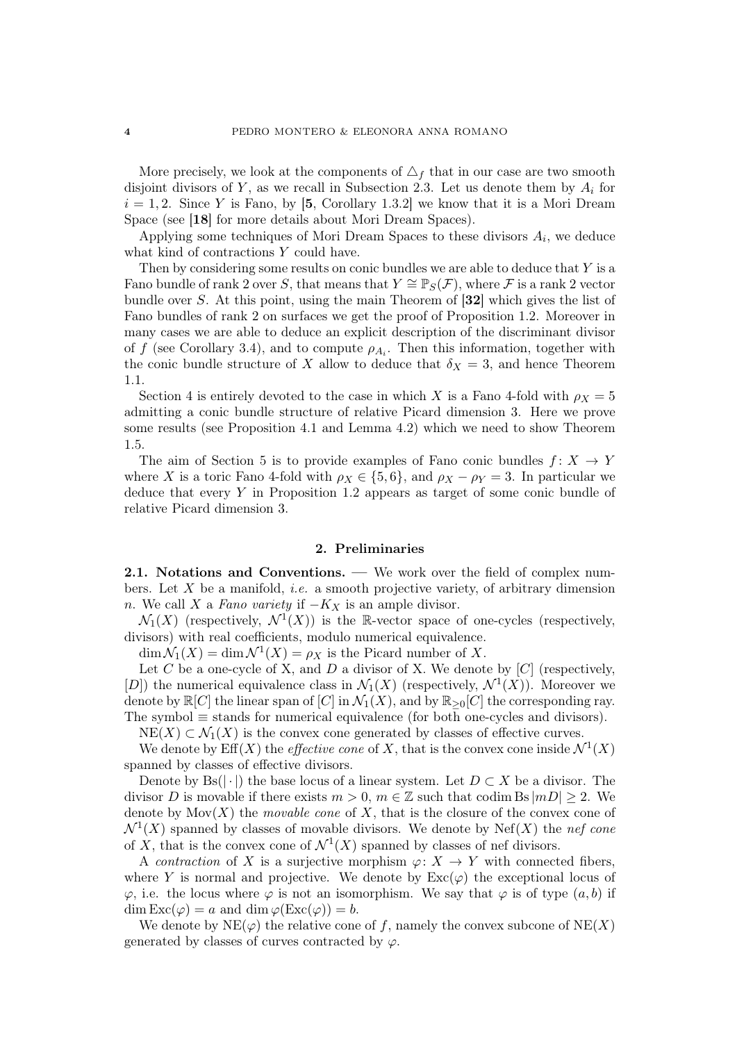More precisely, we look at the components of $\triangle_f$ that in our case are two smooth disjoint divisors of $Y$, as we recall in Subsection 2.3. Let us denote them by $A_i$ for $i = 1, 2$. Since $Y$ is Fano, by [**5**, Corollary 1.3.2] we know that it is a Mori Dream Space (see [**18**] for more details about Mori Dream Spaces).

Applying some techniques of Mori Dream Spaces to these divisors $A_i$, we deduce what kind of contractions $Y$ could have.

Then by considering some results on conic bundles we are able to deduce that $Y$ is a Fano bundle of rank 2 over $S$, that means that $Y \cong \mathbb{P}_S(\mathcal{F})$, where $\mathcal{F}$ is a rank 2 vector bundle over $S$. At this point, using the main Theorem of [**32**] which gives the list of Fano bundles of rank 2 on surfaces we get the proof of Proposition 1.2. Moreover in many cases we are able to deduce an explicit description of the discriminant divisor of $f$ (see Corollary 3.4), and to compute $\rho_{A_i}$. Then this information, together with the conic bundle structure of $X$ allow to deduce that $\delta_X = 3$, and hence Theorem 1.1.

Section 4 is entirely devoted to the case in which $X$ is a Fano 4-fold with $\rho_X = 5$ admitting a conic bundle structure of relative Picard dimension 3. Here we prove some results (see Proposition 4.1 and Lemma 4.2) which we need to show Theorem 1.5.

The aim of Section 5 is to provide examples of Fano conic bundles $f\colon X \to Y$ where $X$ is a toric Fano 4-fold with $\rho_X \in \{5, 6\}$, and $\rho_X - \rho_Y = 3$. In particular we deduce that every $Y$ in Proposition 1.2 appears as target of some conic bundle of relative Picard dimension 3.

## 2. Preliminaries

**2.1. Notations and Conventions.** — We work over the field of complex numbers. Let $X$ be a manifold, *i.e.* a smooth projective variety, of arbitrary dimension $n$. We call $X$ a *Fano variety* if $-K_X$ is an ample divisor.

$\mathcal{N}_1(X)$ (respectively, $\mathcal{N}^1(X)$) is the $\mathbb{R}$-vector space of one-cycles (respectively, divisors) with real coefficients, modulo numerical equivalence.

$\dim \mathcal{N}_1(X) = \dim \mathcal{N}^1(X) = \rho_X$ is the Picard number of $X$.

Let $C$ be a one-cycle of X, and $D$ a divisor of X. We denote by $[C]$ (respectively, $[D]$) the numerical equivalence class in $\mathcal{N}_1(X)$ (respectively, $\mathcal{N}^1(X)$). Moreover we denote by $\mathbb{R}[C]$ the linear span of $[C]$ in $\mathcal{N}_1(X)$, and by $\mathbb{R}_{\geq 0}[C]$ the corresponding ray. The symbol $\equiv$ stands for numerical equivalence (for both one-cycles and divisors).

$\mathrm{NE}(X) \subset \mathcal{N}_1(X)$ is the convex cone generated by classes of effective curves.

We denote by $\mathrm{Eff}(X)$ the *effective cone* of $X$, that is the convex cone inside $\mathcal{N}^1(X)$ spanned by classes of effective divisors.

Denote by $\mathrm{Bs}(|\cdot|)$ the base locus of a linear system. Let $D \subset X$ be a divisor. The divisor $D$ is movable if there exists $m > 0$, $m \in \mathbb{Z}$ such that $\operatorname{codim} \mathrm{Bs}\,|mD| \geq 2$. We denote by $\mathrm{Mov}(X)$ the *movable cone* of $X$, that is the closure of the convex cone of $\mathcal{N}^1(X)$ spanned by classes of movable divisors. We denote by $\mathrm{Nef}(X)$ the *nef cone* of $X$, that is the convex cone of $\mathcal{N}^1(X)$ spanned by classes of nef divisors.

A *contraction* of $X$ is a surjective morphism $\varphi\colon X \to Y$ with connected fibers, where $Y$ is normal and projective. We denote by $\mathrm{Exc}(\varphi)$ the exceptional locus of $\varphi$, i.e. the locus where $\varphi$ is not an isomorphism. We say that $\varphi$ is of type $(a, b)$ if $\dim \mathrm{Exc}(\varphi) = a$ and $\dim \varphi(\mathrm{Exc}(\varphi)) = b$.

We denote by $\mathrm{NE}(\varphi)$ the relative cone of $f$, namely the convex subcone of $\mathrm{NE}(X)$ generated by classes of curves contracted by $\varphi$.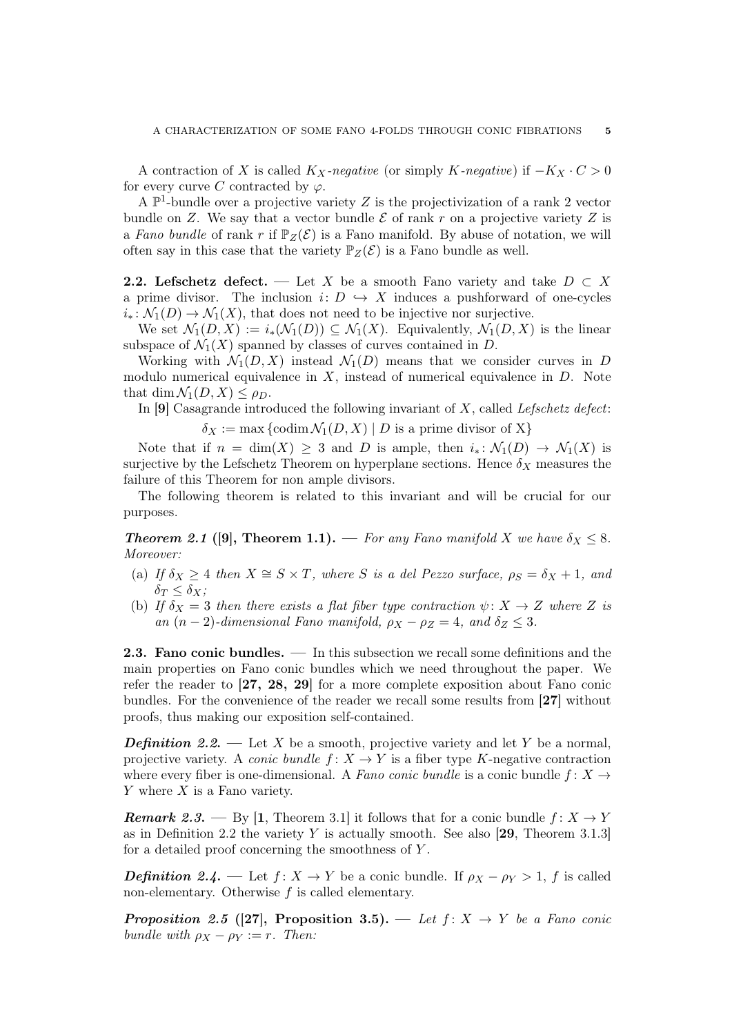A contraction of $X$ is called $K_X$*-negative* (or simply $K$*-negative*) if $-K_X \cdot C > 0$ for every curve $C$ contracted by $\varphi$.

A $\mathbb{P}^1$-bundle over a projective variety $Z$ is the projectivization of a rank 2 vector bundle on $Z$. We say that a vector bundle $\mathcal{E}$ of rank $r$ on a projective variety $Z$ is a *Fano bundle* of rank $r$ if $\mathbb{P}_Z(\mathcal{E})$ is a Fano manifold. By abuse of notation, we will often say in this case that the variety $\mathbb{P}_Z(\mathcal{E})$ is a Fano bundle as well.

**2.2. Lefschetz defect.** — Let $X$ be a smooth Fano variety and take $D \subset X$ a prime divisor. The inclusion $i\colon D \hookrightarrow X$ induces a pushforward of one-cycles $i_*\colon \mathcal{N}_1(D) \to \mathcal{N}_1(X)$, that does not need to be injective nor surjective.

We set $\mathcal{N}_1(D, X) := i_*(\mathcal{N}_1(D)) \subseteq \mathcal{N}_1(X)$. Equivalently, $\mathcal{N}_1(D, X)$ is the linear subspace of $\mathcal{N}_1(X)$ spanned by classes of curves contained in $D$.

Working with $\mathcal{N}_1(D, X)$ instead $\mathcal{N}_1(D)$ means that we consider curves in $D$ modulo numerical equivalence in $X$, instead of numerical equivalence in $D$. Note that $\dim \mathcal{N}_1(D, X) \leq \rho_D$.

In **[9]** Casagrande introduced the following invariant of $X$, called *Lefschetz defect*:

$$\delta_X := \max \{\operatorname{codim} \mathcal{N}_1(D, X) \mid D \text{ is a prime divisor of X}\}$$

Note that if $n = \dim(X) \geq 3$ and $D$ is ample, then $i_*\colon \mathcal{N}_1(D) \to \mathcal{N}_1(X)$ is surjective by the Lefschetz Theorem on hyperplane sections. Hence $\delta_X$ measures the failure of this Theorem for non ample divisors.

The following theorem is related to this invariant and will be crucial for our purposes.

***Theorem 2.1* ([9], Theorem 1.1).** — *For any Fano manifold $X$ we have $\delta_X \leq 8$. Moreover:*

- (a) *If $\delta_X \geq 4$ then $X \cong S \times T$, where $S$ is a del Pezzo surface, $\rho_S = \delta_X + 1$, and $\delta_T \leq \delta_X$;*
- (b) *If $\delta_X = 3$ then there exists a flat fiber type contraction $\psi\colon X \to Z$ where $Z$ is an $(n-2)$-dimensional Fano manifold, $\rho_X - \rho_Z = 4$, and $\delta_Z \leq 3$.*

**2.3. Fano conic bundles.** — In this subsection we recall some definitions and the main properties on Fano conic bundles which we need throughout the paper. We refer the reader to **[27, 28, 29]** for a more complete exposition about Fano conic bundles. For the convenience of the reader we recall some results from **[27]** without proofs, thus making our exposition self-contained.

***Definition 2.2.*** — Let $X$ be a smooth, projective variety and let $Y$ be a normal, projective variety. A *conic bundle* $f\colon X \to Y$ is a fiber type $K$-negative contraction where every fiber is one-dimensional. A *Fano conic bundle* is a conic bundle $f\colon X \to Y$ where $X$ is a Fano variety.

***Remark 2.3.*** — By [**1**, Theorem 3.1] it follows that for a conic bundle $f\colon X \to Y$ as in Definition 2.2 the variety $Y$ is actually smooth. See also [**29**, Theorem 3.1.3] for a detailed proof concerning the smoothness of $Y$.

***Definition 2.4.*** — Let $f\colon X \to Y$ be a conic bundle. If $\rho_X - \rho_Y > 1$, $f$ is called non-elementary. Otherwise $f$ is called elementary.

***Proposition 2.5* ([27], Proposition 3.5).** — *Let $f\colon X \to Y$ be a Fano conic bundle with $\rho_X - \rho_Y := r$. Then:*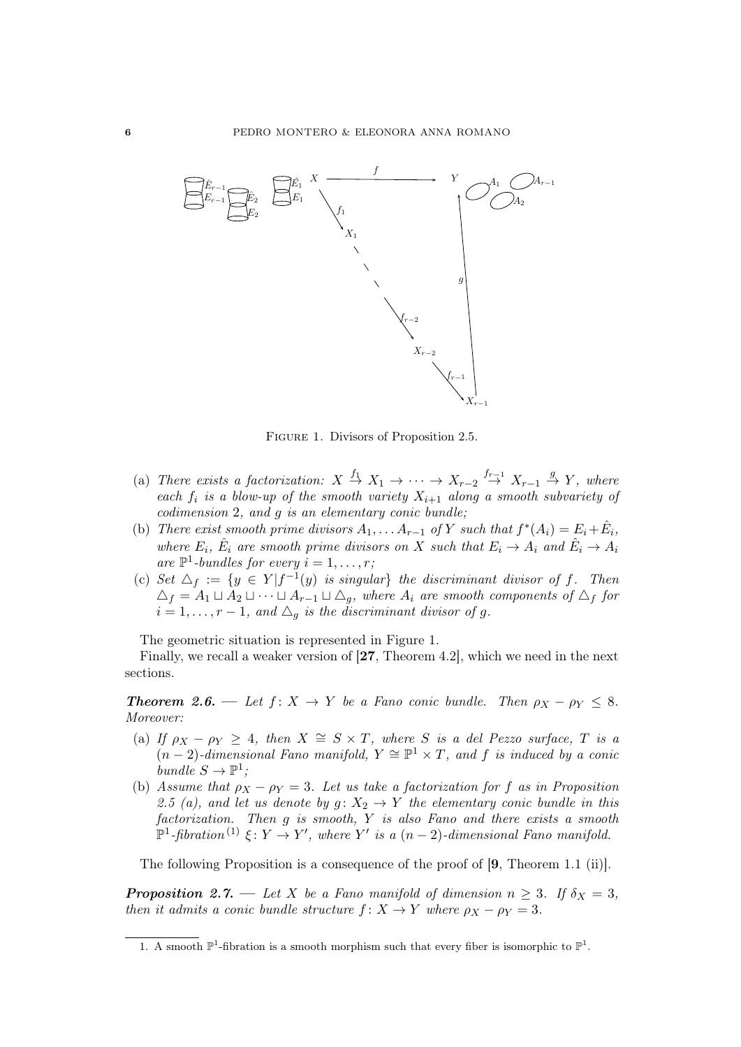FIGURE 1. Divisors of Proposition 2.5.

(a) *There exists a factorization:* $X \stackrel{f_1}{\to} X_1 \to \cdots \to X_{r-2} \stackrel{f_{r-1}}{\to} X_{r-1} \stackrel{g}{\to} Y$, *where each* $f_i$ *is a blow-up of the smooth variety* $X_{i+1}$ *along a smooth subvariety of codimension* 2, *and* $g$ *is an elementary conic bundle;*

(b) *There exist smooth prime divisors* $A_1, \dots A_{r-1}$ *of* $Y$ *such that* $f^*(A_i) = E_i + \hat{E}_i$, *where* $E_i$, $\hat{E}_i$ *are smooth prime divisors on* $X$ *such that* $E_i \to A_i$ *and* $\hat{E}_i \to A_i$ *are* $\mathbb{P}^1$*-bundles for every* $i = 1, \dots, r$;

(c) *Set* $\triangle_f := \{y \in Y | f^{-1}(y)$ *is singular*$\}$ *the discriminant divisor of* $f$. *Then* $\triangle_f = A_1 \sqcup A_2 \sqcup \cdots \sqcup A_{r-1} \sqcup \triangle_g$, *where* $A_i$ *are smooth components of* $\triangle_f$ *for* $i = 1, \dots, r-1$, *and* $\triangle_g$ *is the discriminant divisor of* $g$.

The geometric situation is represented in Figure 1.

Finally, we recall a weaker version of [**27**, Theorem 4.2], which we need in the next sections.

***Theorem 2.6.*** — *Let* $f : X \to Y$ *be a Fano conic bundle. Then* $\rho_X - \rho_Y \leq 8$. *Moreover:*

(a) *If* $\rho_X - \rho_Y \geq 4$, *then* $X \cong S \times T$, *where* $S$ *is a del Pezzo surface,* $T$ *is a* $(n-2)$*-dimensional Fano manifold,* $Y \cong \mathbb{P}^1 \times T$, *and* $f$ *is induced by a conic bundle* $S \to \mathbb{P}^1$;

(b) *Assume that* $\rho_X - \rho_Y = 3$. *Let us take a factorization for* $f$ *as in Proposition 2.5 (a), and let us denote by* $g : X_2 \to Y$ *the elementary conic bundle in this factorization. Then* $g$ *is smooth,* $Y$ *is also Fano and there exists a smooth* $\mathbb{P}^1$*-fibration*[1] $\xi : Y \to Y'$, *where* $Y'$ *is a* $(n-2)$*-dimensional Fano manifold.*

The following Proposition is a consequence of the proof of [**9**, Theorem 1.1 (ii)].

***Proposition 2.7.*** — *Let* $X$ *be a Fano manifold of dimension* $n \geq 3$. *If* $\delta_X = 3$, *then it admits a conic bundle structure* $f : X \to Y$ *where* $\rho_X - \rho_Y = 3$.

---

1. A smooth $\mathbb{P}^1$-fibration is a smooth morphism such that every fiber is isomorphic to $\mathbb{P}^1$.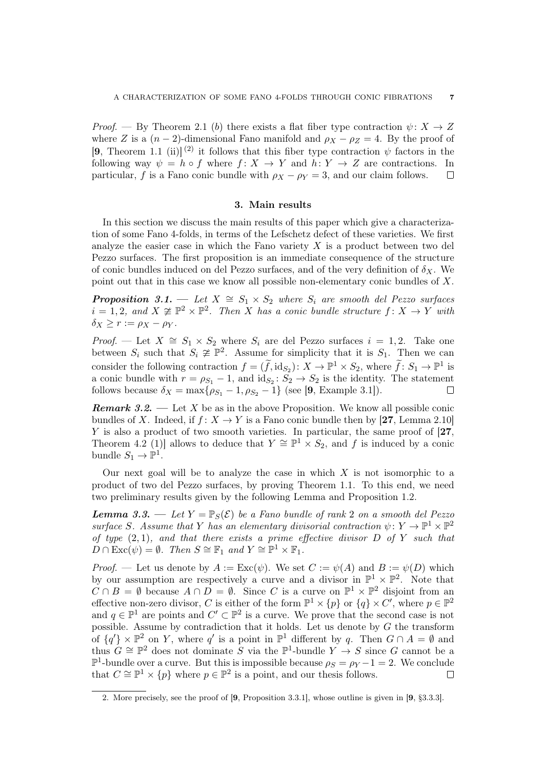*Proof*. — By Theorem 2.1 (*b*) there exists a flat fiber type contraction $\psi\colon X \to Z$ where $Z$ is a $(n-2)$-dimensional Fano manifold and $\rho_X - \rho_Z = 4$. By the proof of [**9**, Theorem 1.1 (ii)][2] it follows that this fiber type contraction $\psi$ factors in the following way $\psi = h \circ f$ where $f\colon X \to Y$ and $h\colon Y \to Z$ are contractions. In particular, $f$ is a Fano conic bundle with $\rho_X - \rho_Y = 3$, and our claim follows. □

## 3. Main results

In this section we discuss the main results of this paper which give a characterization of some Fano 4-folds, in terms of the Lefschetz defect of these varieties. We first analyze the easier case in which the Fano variety $X$ is a product between two del Pezzo surfaces. The first proposition is an immediate consequence of the structure of conic bundles induced on del Pezzo surfaces, and of the very definition of $\delta_X$. We point out that in this case we know all possible non-elementary conic bundles of $X$.

***Proposition 3.1***. — *Let $X \cong S_1 \times S_2$ where $S_i$ are smooth del Pezzo surfaces $i = 1, 2$, and $X \not\cong \mathbb{P}^2 \times \mathbb{P}^2$. Then $X$ has a conic bundle structure $f\colon X \to Y$ with $\delta_X \geq r := \rho_X - \rho_Y$.*

*Proof*. — Let $X \cong S_1 \times S_2$ where $S_i$ are del Pezzo surfaces $i = 1, 2$. Take one between $S_i$ such that $S_i \not\cong \mathbb{P}^2$. Assume for simplicity that it is $S_1$. Then we can consider the following contraction $f = (\widetilde{f}, \mathrm{id}_{S_2})\colon X \to \mathbb{P}^1 \times S_2$, where $\widetilde{f}\colon S_1 \to \mathbb{P}^1$ is a conic bundle with $r = \rho_{S_1} - 1$, and $\mathrm{id}_{S_2}\colon S_2 \to S_2$ is the identity. The statement follows because $\delta_X = \max\{\rho_{S_1} - 1, \rho_{S_2} - 1\}$ (see [**9**, Example 3.1]). □

***Remark 3.2***. — Let $X$ be as in the above Proposition. We know all possible conic bundles of $X$. Indeed, if $f\colon X \to Y$ is a Fano conic bundle then by [**27**, Lemma 2.10] $Y$ is also a product of two smooth varieties. In particular, the same proof of [**27**, Theorem 4.2 (1)] allows to deduce that $Y \cong \mathbb{P}^1 \times S_2$, and $f$ is induced by a conic bundle $S_1 \to \mathbb{P}^1$.

Our next goal will be to analyze the case in which $X$ is not isomorphic to a product of two del Pezzo surfaces, by proving Theorem 1.1. To this end, we need two preliminary results given by the following Lemma and Proposition 1.2.

***Lemma 3.3***. — *Let $Y = \mathbb{P}_S(\mathcal{E})$ be a Fano bundle of rank 2 on a smooth del Pezzo surface $S$. Assume that $Y$ has an elementary divisorial contraction $\psi\colon Y \to \mathbb{P}^1 \times \mathbb{P}^2$ of type $(2, 1)$, and that there exists a prime effective divisor $D$ of $Y$ such that $D \cap \mathrm{Exc}(\psi) = \emptyset$. Then $S \cong \mathbb{F}_1$ and $Y \cong \mathbb{P}^1 \times \mathbb{F}_1$.*

*Proof*. — Let us denote by $A := \mathrm{Exc}(\psi)$. We set $C := \psi(A)$ and $B := \psi(D)$ which by our assumption are respectively a curve and a divisor in $\mathbb{P}^1 \times \mathbb{P}^2$. Note that $C \cap B = \emptyset$ because $A \cap D = \emptyset$. Since $C$ is a curve on $\mathbb{P}^1 \times \mathbb{P}^2$ disjoint from an effective non-zero divisor, $C$ is either of the form $\mathbb{P}^1 \times \{p\}$ or $\{q\} \times C'$, where $p \in \mathbb{P}^2$ and $q \in \mathbb{P}^1$ are points and $C' \subset \mathbb{P}^2$ is a curve. We prove that the second case is not possible. Assume by contradiction that it holds. Let us denote by $G$ the transform of $\{q'\} \times \mathbb{P}^2$ on $Y$, where $q'$ is a point in $\mathbb{P}^1$ different by $q$. Then $G \cap A = \emptyset$ and thus $G \cong \mathbb{P}^2$ does not dominate $S$ via the $\mathbb{P}^1$-bundle $Y \to S$ since $G$ cannot be a $\mathbb{P}^1$-bundle over a curve. But this is impossible because $\rho_S = \rho_Y - 1 = 2$. We conclude that $C \cong \mathbb{P}^1 \times \{p\}$ where $p \in \mathbb{P}^2$ is a point, and our thesis follows. □

[2] More precisely, see the proof of [**9**, Proposition 3.3.1], whose outline is given in [**9**, §3.3.3].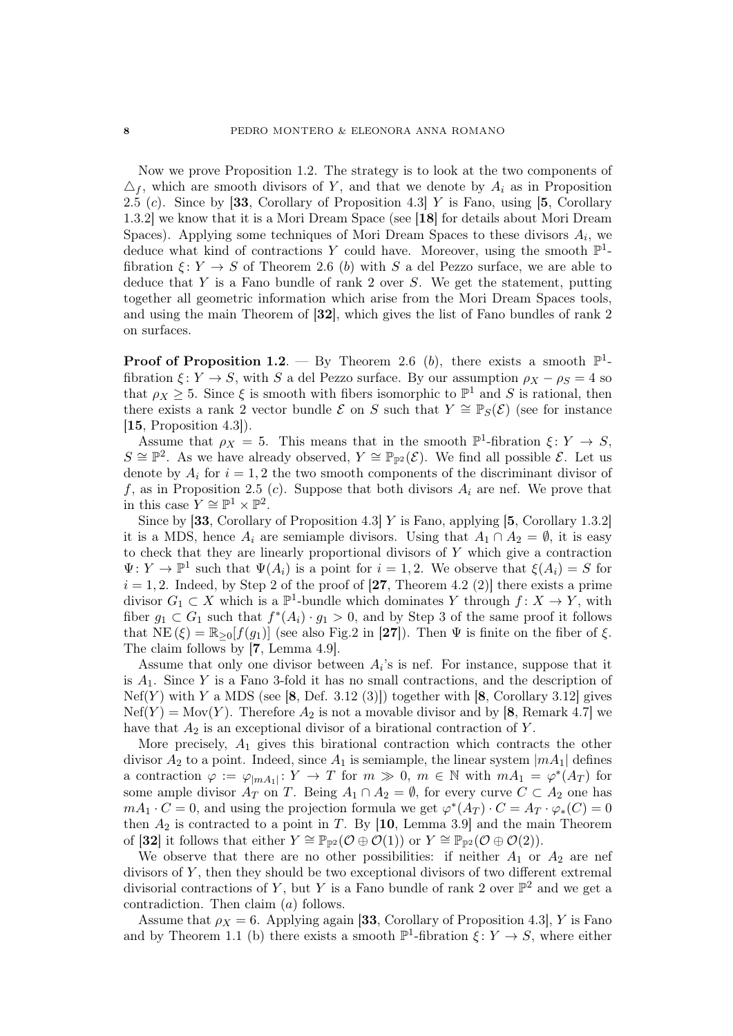Now we prove Proposition 1.2. The strategy is to look at the two components of $\triangle_f$, which are smooth divisors of $Y$, and that we denote by $A_i$ as in Proposition 2.5 ($c$). Since by [**33**, Corollary of Proposition 4.3] $Y$ is Fano, using [**5**, Corollary 1.3.2] we know that it is a Mori Dream Space (see [**18**] for details about Mori Dream Spaces). Applying some techniques of Mori Dream Spaces to these divisors $A_i$, we deduce what kind of contractions $Y$ could have. Moreover, using the smooth $\mathbb{P}^1$-fibration $\xi\colon Y \to S$ of Theorem 2.6 ($b$) with $S$ a del Pezzo surface, we are able to deduce that $Y$ is a Fano bundle of rank 2 over $S$. We get the statement, putting together all geometric information which arise from the Mori Dream Spaces tools, and using the main Theorem of [**32**], which gives the list of Fano bundles of rank 2 on surfaces.

**Proof of Proposition 1.2**. — By Theorem 2.6 ($b$), there exists a smooth $\mathbb{P}^1$-fibration $\xi\colon Y \to S$, with $S$ a del Pezzo surface. By our assumption $\rho_X - \rho_S = 4$ so that $\rho_X \geq 5$. Since $\xi$ is smooth with fibers isomorphic to $\mathbb{P}^1$ and $S$ is rational, then there exists a rank 2 vector bundle $\mathcal{E}$ on $S$ such that $Y \cong \mathbb{P}_S(\mathcal{E})$ (see for instance [**15**, Proposition 4.3]).

Assume that $\rho_X = 5$. This means that in the smooth $\mathbb{P}^1$-fibration $\xi\colon Y \to S$, $S \cong \mathbb{P}^2$. As we have already observed, $Y \cong \mathbb{P}_{\mathbb{P}^2}(\mathcal{E})$. We find all possible $\mathcal{E}$. Let us denote by $A_i$ for $i = 1, 2$ the two smooth components of the discriminant divisor of $f$, as in Proposition 2.5 ($c$). Suppose that both divisors $A_i$ are nef. We prove that in this case $Y \cong \mathbb{P}^1 \times \mathbb{P}^2$.

Since by [**33**, Corollary of Proposition 4.3] $Y$ is Fano, applying [**5**, Corollary 1.3.2] it is a MDS, hence $A_i$ are semiample divisors. Using that $A_1 \cap A_2 = \emptyset$, it is easy to check that they are linearly proportional divisors of $Y$ which give a contraction $\Psi\colon Y \to \mathbb{P}^1$ such that $\Psi(A_i)$ is a point for $i = 1, 2$. We observe that $\xi(A_i) = S$ for $i = 1, 2$. Indeed, by Step 2 of the proof of [**27**, Theorem 4.2 (2)] there exists a prime divisor $G_1 \subset X$ which is a $\mathbb{P}^1$-bundle which dominates $Y$ through $f\colon X \to Y$, with fiber $g_1 \subset G_1$ such that $f^*(A_i) \cdot g_1 > 0$, and by Step 3 of the same proof it follows that $\mathrm{NE}\,(\xi) = \mathbb{R}_{\geq 0}[f(g_1)]$ (see also Fig.2 in [**27**]). Then $\Psi$ is finite on the fiber of $\xi$. The claim follows by [**7**, Lemma 4.9].

Assume that only one divisor between $A_i$'s is nef. For instance, suppose that it is $A_1$. Since $Y$ is a Fano 3-fold it has no small contractions, and the description of $\mathrm{Nef}(Y)$ with $Y$ a MDS (see [**8**, Def. 3.12 (3)]) together with [**8**, Corollary 3.12] gives $\mathrm{Nef}(Y) = \mathrm{Mov}(Y)$. Therefore $A_2$ is not a movable divisor and by [**8**, Remark 4.7] we have that $A_2$ is an exceptional divisor of a birational contraction of $Y$.

More precisely, $A_1$ gives this birational contraction which contracts the other divisor $A_2$ to a point. Indeed, since $A_1$ is semiample, the linear system $|mA_1|$ defines a contraction $\varphi := \varphi_{|mA_1|}\colon Y \to T$ for $m \gg 0$, $m \in \mathbb{N}$ with $mA_1 = \varphi^*(A_T)$ for some ample divisor $A_T$ on $T$. Being $A_1 \cap A_2 = \emptyset$, for every curve $C \subset A_2$ one has $mA_1 \cdot C = 0$, and using the projection formula we get $\varphi^*(A_T) \cdot C = A_T \cdot \varphi_*(C) = 0$ then $A_2$ is contracted to a point in $T$. By [**10**, Lemma 3.9] and the main Theorem of [**32**] it follows that either $Y \cong \mathbb{P}_{\mathbb{P}^2}(\mathcal{O} \oplus \mathcal{O}(1))$ or $Y \cong \mathbb{P}_{\mathbb{P}^2}(\mathcal{O} \oplus \mathcal{O}(2))$.

We observe that there are no other possibilities: if neither $A_1$ or $A_2$ are nef divisors of $Y$, then they should be two exceptional divisors of two different extremal divisorial contractions of $Y$, but $Y$ is a Fano bundle of rank 2 over $\mathbb{P}^2$ and we get a contradiction. Then claim ($a$) follows.

Assume that $\rho_X = 6$. Applying again [**33**, Corollary of Proposition 4.3], $Y$ is Fano and by Theorem 1.1 (b) there exists a smooth $\mathbb{P}^1$-fibration $\xi\colon Y \to S$, where either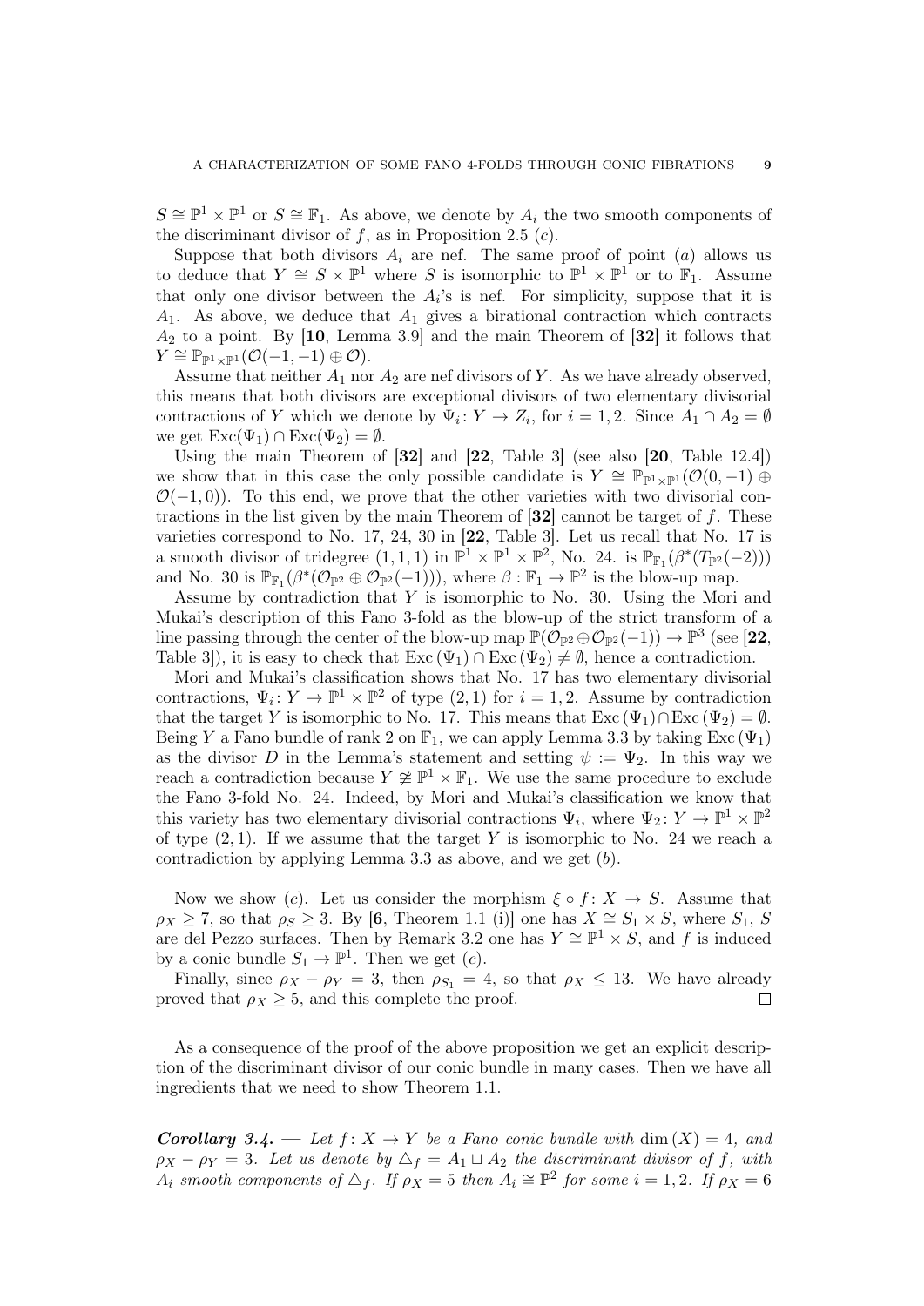$S \cong \mathbb{P}^1 \times \mathbb{P}^1$ or $S \cong \mathbb{F}_1$. As above, we denote by $A_i$ the two smooth components of the discriminant divisor of $f$, as in Proposition 2.5 $(c)$.

Suppose that both divisors $A_i$ are nef. The same proof of point $(a)$ allows us to deduce that $Y \cong S \times \mathbb{P}^1$ where $S$ is isomorphic to $\mathbb{P}^1 \times \mathbb{P}^1$ or to $\mathbb{F}_1$. Assume that only one divisor between the $A_i$'s is nef. For simplicity, suppose that it is $A_1$. As above, we deduce that $A_1$ gives a birational contraction which contracts $A_2$ to a point. By [**10**, Lemma 3.9] and the main Theorem of [**32**] it follows that $Y \cong \mathbb{P}_{\mathbb{P}^1\times\mathbb{P}^1}(\mathcal{O}(-1,-1)\oplus\mathcal{O})$.

Assume that neither $A_1$ nor $A_2$ are nef divisors of $Y$. As we have already observed, this means that both divisors are exceptional divisors of two elementary divisorial contractions of $Y$ which we denote by $\Psi_i \colon Y \to Z_i$, for $i = 1, 2$. Since $A_1 \cap A_2 = \emptyset$ we get $\mathrm{Exc}(\Psi_1) \cap \mathrm{Exc}(\Psi_2) = \emptyset$.

Using the main Theorem of [**32**] and [**22**, Table 3] (see also [**20**, Table 12.4]) we show that in this case the only possible candidate is $Y \cong \mathbb{P}_{\mathbb{P}^1\times\mathbb{P}^1}(\mathcal{O}(0,-1)\oplus\mathcal{O}(-1,0))$. To this end, we prove that the other varieties with two divisorial contractions in the list given by the main Theorem of [**32**] cannot be target of $f$. These varieties correspond to No. 17, 24, 30 in [**22**, Table 3]. Let us recall that No. 17 is a smooth divisor of tridegree $(1,1,1)$ in $\mathbb{P}^1 \times \mathbb{P}^1 \times \mathbb{P}^2$, No. 24. is $\mathbb{P}_{\mathbb{F}_1}(\beta^*(T_{\mathbb{P}^2}(-2)))$ and No. 30 is $\mathbb{P}_{\mathbb{F}_1}(\beta^*(\mathcal{O}_{\mathbb{P}^2}\oplus\mathcal{O}_{\mathbb{P}^2}(-1)))$, where $\beta : \mathbb{F}_1 \to \mathbb{P}^2$ is the blow-up map.

Assume by contradiction that $Y$ is isomorphic to No. 30. Using the Mori and Mukai's description of this Fano 3-fold as the blow-up of the strict transform of a line passing through the center of the blow-up map $\mathbb{P}(\mathcal{O}_{\mathbb{P}^2}\oplus\mathcal{O}_{\mathbb{P}^2}(-1)) \to \mathbb{P}^3$ (see [**22**, Table 3]), it is easy to check that $\mathrm{Exc}\,(\Psi_1) \cap \mathrm{Exc}\,(\Psi_2) \neq \emptyset$, hence a contradiction.

Mori and Mukai's classification shows that No. 17 has two elementary divisorial contractions, $\Psi_i \colon Y \to \mathbb{P}^1 \times \mathbb{P}^2$ of type $(2,1)$ for $i = 1,2$. Assume by contradiction that the target $Y$ is isomorphic to No. 17. This means that $\mathrm{Exc}\,(\Psi_1) \cap \mathrm{Exc}\,(\Psi_2) = \emptyset$. Being $Y$ a Fano bundle of rank 2 on $\mathbb{F}_1$, we can apply Lemma 3.3 by taking $\mathrm{Exc}\,(\Psi_1)$ as the divisor $D$ in the Lemma's statement and setting $\psi := \Psi_2$. In this way we reach a contradiction because $Y \ncong \mathbb{P}^1 \times \mathbb{F}_1$. We use the same procedure to exclude the Fano 3-fold No. 24. Indeed, by Mori and Mukai's classification we know that this variety has two elementary divisorial contractions $\Psi_i$, where $\Psi_2 \colon Y \to \mathbb{P}^1 \times \mathbb{P}^2$ of type $(2,1)$. If we assume that the target $Y$ is isomorphic to No. 24 we reach a contradiction by applying Lemma 3.3 as above, and we get $(b)$.

Now we show $(c)$. Let us consider the morphism $\xi \circ f \colon X \to S$. Assume that $\rho_X \geq 7$, so that $\rho_S \geq 3$. By [**6**, Theorem 1.1 (i)] one has $X \cong S_1 \times S$, where $S_1$, $S$ are del Pezzo surfaces. Then by Remark 3.2 one has $Y \cong \mathbb{P}^1 \times S$, and $f$ is induced by a conic bundle $S_1 \to \mathbb{P}^1$. Then we get $(c)$.

Finally, since $\rho_X - \rho_Y = 3$, then $\rho_{S_1} = 4$, so that $\rho_X \leq 13$. We have already proved that $\rho_X \geq 5$, and this complete the proof. $\square$

As a consequence of the proof of the above proposition we get an explicit description of the discriminant divisor of our conic bundle in many cases. Then we have all ingredients that we need to show Theorem 1.1.

***Corollary 3.4.*** — *Let $f \colon X \to Y$ be a Fano conic bundle with $\dim(X) = 4$, and $\rho_X - \rho_Y = 3$. Let us denote by $\triangle_f = A_1 \sqcup A_2$ the discriminant divisor of $f$, with $A_i$ smooth components of $\triangle_f$. If $\rho_X = 5$ then $A_i \cong \mathbb{P}^2$ for some $i = 1, 2$. If $\rho_X = 6$*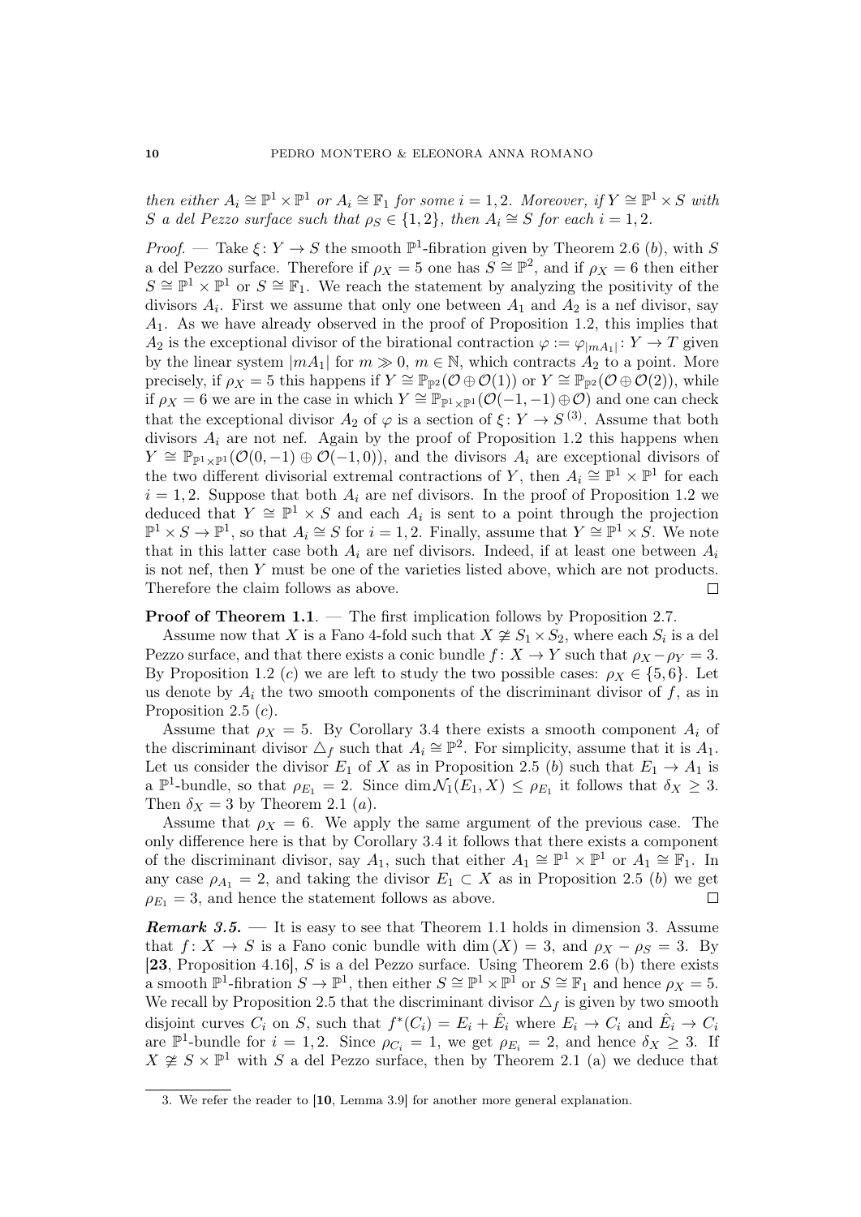*then either $A_i \cong \mathbb{P}^1 \times \mathbb{P}^1$ or $A_i \cong \mathbb{F}_1$ for some $i = 1, 2$. Moreover, if $Y \cong \mathbb{P}^1 \times S$ with $S$ a del Pezzo surface such that $\rho_S \in \{1, 2\}$, then $A_i \cong S$ for each $i = 1, 2$.*

*Proof.* — Take $\xi \colon Y \to S$ the smooth $\mathbb{P}^1$-fibration given by Theorem 2.6 (*b*), with $S$ a del Pezzo surface. Therefore if $\rho_X = 5$ one has $S \cong \mathbb{P}^2$, and if $\rho_X = 6$ then either $S \cong \mathbb{P}^1 \times \mathbb{P}^1$ or $S \cong \mathbb{F}_1$. We reach the statement by analyzing the positivity of the divisors $A_i$. First we assume that only one between $A_1$ and $A_2$ is a nef divisor, say $A_1$. As we have already observed in the proof of Proposition 1.2, this implies that $A_2$ is the exceptional divisor of the birational contraction $\varphi := \varphi_{|mA_1|} \colon Y \to T$ given by the linear system $|mA_1|$ for $m \gg 0$, $m \in \mathbb{N}$, which contracts $A_2$ to a point. More precisely, if $\rho_X = 5$ this happens if $Y \cong \mathbb{P}_{\mathbb{P}^2}(\mathcal{O} \oplus \mathcal{O}(1))$ or $Y \cong \mathbb{P}_{\mathbb{P}^2}(\mathcal{O} \oplus \mathcal{O}(2))$, while if $\rho_X = 6$ we are in the case in which $Y \cong \mathbb{P}_{\mathbb{P}^1 \times \mathbb{P}^1}(\mathcal{O}(-1,-1) \oplus \mathcal{O})$ and one can check that the exceptional divisor $A_2$ of $\varphi$ is a section of $\xi \colon Y \to S$ [3]. Assume that both divisors $A_i$ are not nef. Again by the proof of Proposition 1.2 this happens when $Y \cong \mathbb{P}_{\mathbb{P}^1 \times \mathbb{P}^1}(\mathcal{O}(0,-1) \oplus \mathcal{O}(-1,0))$, and the divisors $A_i$ are exceptional divisors of the two different divisorial extremal contractions of $Y$, then $A_i \cong \mathbb{P}^1 \times \mathbb{P}^1$ for each $i = 1, 2$. Suppose that both $A_i$ are nef divisors. In the proof of Proposition 1.2 we deduced that $Y \cong \mathbb{P}^1 \times S$ and each $A_i$ is sent to a point through the projection $\mathbb{P}^1 \times S \to \mathbb{P}^1$, so that $A_i \cong S$ for $i = 1, 2$. Finally, assume that $Y \cong \mathbb{P}^1 \times S$. We note that in this latter case both $A_i$ are nef divisors. Indeed, if at least one between $A_i$ is not nef, then $Y$ must be one of the varieties listed above, which are not products. Therefore the claim follows as above. $\square$

**Proof of Theorem 1.1**. — The first implication follows by Proposition 2.7.

Assume now that $X$ is a Fano 4-fold such that $X \not\cong S_1 \times S_2$, where each $S_i$ is a del Pezzo surface, and that there exists a conic bundle $f \colon X \to Y$ such that $\rho_X - \rho_Y = 3$. By Proposition 1.2 (*c*) we are left to study the two possible cases: $\rho_X \in \{5, 6\}$. Let us denote by $A_i$ the two smooth components of the discriminant divisor of $f$, as in Proposition 2.5 (*c*).

Assume that $\rho_X = 5$. By Corollary 3.4 there exists a smooth component $A_i$ of the discriminant divisor $\triangle_f$ such that $A_i \cong \mathbb{P}^2$. For simplicity, assume that it is $A_1$. Let us consider the divisor $E_1$ of $X$ as in Proposition 2.5 (*b*) such that $E_1 \to A_1$ is a $\mathbb{P}^1$-bundle, so that $\rho_{E_1} = 2$. Since $\dim \mathcal{N}_1(E_1, X) \leq \rho_{E_1}$ it follows that $\delta_X \geq 3$. Then $\delta_X = 3$ by Theorem 2.1 (*a*).

Assume that $\rho_X = 6$. We apply the same argument of the previous case. The only difference here is that by Corollary 3.4 it follows that there exists a component of the discriminant divisor, say $A_1$, such that either $A_1 \cong \mathbb{P}^1 \times \mathbb{P}^1$ or $A_1 \cong \mathbb{F}_1$. In any case $\rho_{A_1} = 2$, and taking the divisor $E_1 \subset X$ as in Proposition 2.5 (*b*) we get $\rho_{E_1} = 3$, and hence the statement follows as above. $\square$

***Remark 3.5.*** — It is easy to see that Theorem 1.1 holds in dimension 3. Assume that $f \colon X \to S$ is a Fano conic bundle with $\dim(X) = 3$, and $\rho_X - \rho_S = 3$. By [**23**, Proposition 4.16], $S$ is a del Pezzo surface. Using Theorem 2.6 (b) there exists a smooth $\mathbb{P}^1$-fibration $S \to \mathbb{P}^1$, then either $S \cong \mathbb{P}^1 \times \mathbb{P}^1$ or $S \cong \mathbb{F}_1$ and hence $\rho_X = 5$. We recall by Proposition 2.5 that the discriminant divisor $\triangle_f$ is given by two smooth disjoint curves $C_i$ on $S$, such that $f^*(C_i) = E_i + \hat{E}_i$ where $E_i \to C_i$ and $\hat{E}_i \to C_i$ are $\mathbb{P}^1$-bundle for $i = 1, 2$. Since $\rho_{C_i} = 1$, we get $\rho_{E_i} = 2$, and hence $\delta_X \geq 3$. If $X \not\cong S \times \mathbb{P}^1$ with $S$ a del Pezzo surface, then by Theorem 2.1 (a) we deduce that

3. We refer the reader to [**10**, Lemma 3.9] for another more general explanation.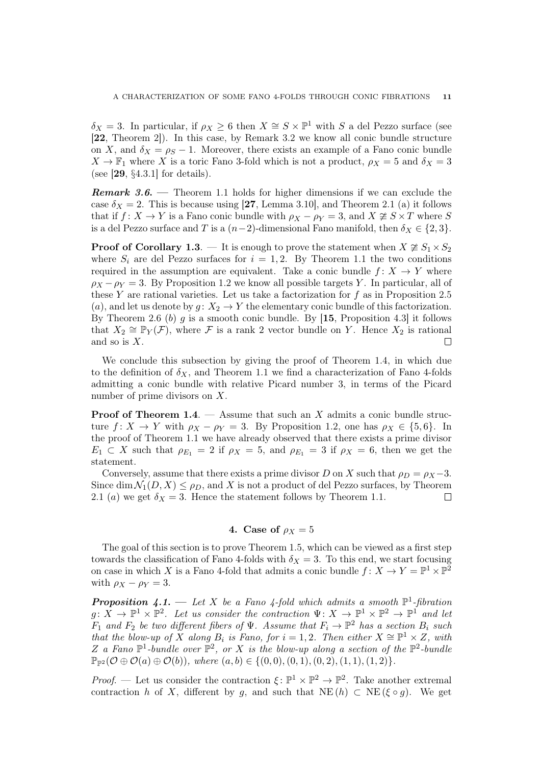$\delta_X = 3$. In particular, if $\rho_X \geq 6$ then $X \cong S \times \mathbb{P}^1$ with $S$ a del Pezzo surface (see [**22**, Theorem 2]). In this case, by Remark 3.2 we know all conic bundle structure on $X$, and $\delta_X = \rho_S - 1$. Moreover, there exists an example of a Fano conic bundle $X \to \mathbb{F}_1$ where $X$ is a toric Fano 3-fold which is not a product, $\rho_X = 5$ and $\delta_X = 3$ (see [**29**, §4.3.1] for details).

***Remark 3.6.*** — Theorem 1.1 holds for higher dimensions if we can exclude the case $\delta_X = 2$. This is because using [**27**, Lemma 3.10], and Theorem 2.1 (a) it follows that if $f\colon X \to Y$ is a Fano conic bundle with $\rho_X - \rho_Y = 3$, and $X \not\cong S \times T$ where $S$ is a del Pezzo surface and $T$ is a $(n-2)$-dimensional Fano manifold, then $\delta_X \in \{2, 3\}$.

**Proof of Corollary 1.3**. — It is enough to prove the statement when $X \not\cong S_1 \times S_2$ where $S_i$ are del Pezzo surfaces for $i = 1, 2$. By Theorem 1.1 the two conditions required in the assumption are equivalent. Take a conic bundle $f\colon X \to Y$ where $\rho_X - \rho_Y = 3$. By Proposition 1.2 we know all possible targets $Y$. In particular, all of these $Y$ are rational varieties. Let us take a factorization for $f$ as in Proposition 2.5 $(a)$, and let us denote by $g\colon X_2 \to Y$ the elementary conic bundle of this factorization. By Theorem 2.6 $(b)$ $g$ is a smooth conic bundle. By [**15**, Proposition 4.3] it follows that $X_2 \cong \mathbb{P}_Y(\mathcal{F})$, where $\mathcal{F}$ is a rank 2 vector bundle on $Y$. Hence $X_2$ is rational and so is $X$. $\square$

We conclude this subsection by giving the proof of Theorem 1.4, in which due to the definition of $\delta_X$, and Theorem 1.1 we find a characterization of Fano 4-folds admitting a conic bundle with relative Picard number 3, in terms of the Picard number of prime divisors on $X$.

**Proof of Theorem 1.4**. — Assume that such an $X$ admits a conic bundle structure $f\colon X \to Y$ with $\rho_X - \rho_Y = 3$. By Proposition 1.2, one has $\rho_X \in \{5, 6\}$. In the proof of Theorem 1.1 we have already observed that there exists a prime divisor $E_1 \subset X$ such that $\rho_{E_1} = 2$ if $\rho_X = 5$, and $\rho_{E_1} = 3$ if $\rho_X = 6$, then we get the statement.

Conversely, assume that there exists a prime divisor $D$ on $X$ such that $\rho_D = \rho_X - 3$. Since $\dim \mathcal{N}_1(D, X) \leq \rho_D$, and $X$ is not a product of del Pezzo surfaces, by Theorem 2.1 $(a)$ we get $\delta_X = 3$. Hence the statement follows by Theorem 1.1. $\square$

## 4. Case of $\rho_X = 5$

The goal of this section is to prove Theorem 1.5, which can be viewed as a first step towards the classification of Fano 4-folds with $\delta_X = 3$. To this end, we start focusing on case in which $X$ is a Fano 4-fold that admits a conic bundle $f\colon X \to Y = \mathbb{P}^1 \times \mathbb{P}^2$ with $\rho_X - \rho_Y = 3$.

***Proposition 4.1.*** — *Let $X$ be a Fano 4-fold which admits a smooth $\mathbb{P}^1$-fibration $g\colon X \to \mathbb{P}^1 \times \mathbb{P}^2$. Let us consider the contraction $\Psi\colon X \to \mathbb{P}^1 \times \mathbb{P}^2 \to \mathbb{P}^1$ and let $F_1$ and $F_2$ be two different fibers of $\Psi$. Assume that $F_i \to \mathbb{P}^2$ has a section $B_i$ such that the blow-up of $X$ along $B_i$ is Fano, for $i = 1, 2$. Then either $X \cong \mathbb{P}^1 \times Z$, with $Z$ a Fano $\mathbb{P}^1$-bundle over $\mathbb{P}^2$, or $X$ is the blow-up along a section of the $\mathbb{P}^2$-bundle $\mathbb{P}_{\mathbb{P}^2}(\mathcal{O} \oplus \mathcal{O}(a) \oplus \mathcal{O}(b))$, where $(a, b) \in \{(0, 0), (0, 1), (0, 2), (1, 1), (1, 2)\}$.*

*Proof*. — Let us consider the contraction $\xi\colon \mathbb{P}^1 \times \mathbb{P}^2 \to \mathbb{P}^2$. Take another extremal contraction $h$ of $X$, different by $g$, and such that $\mathrm{NE}\,(h) \subset \mathrm{NE}\,(\xi \circ g)$. We get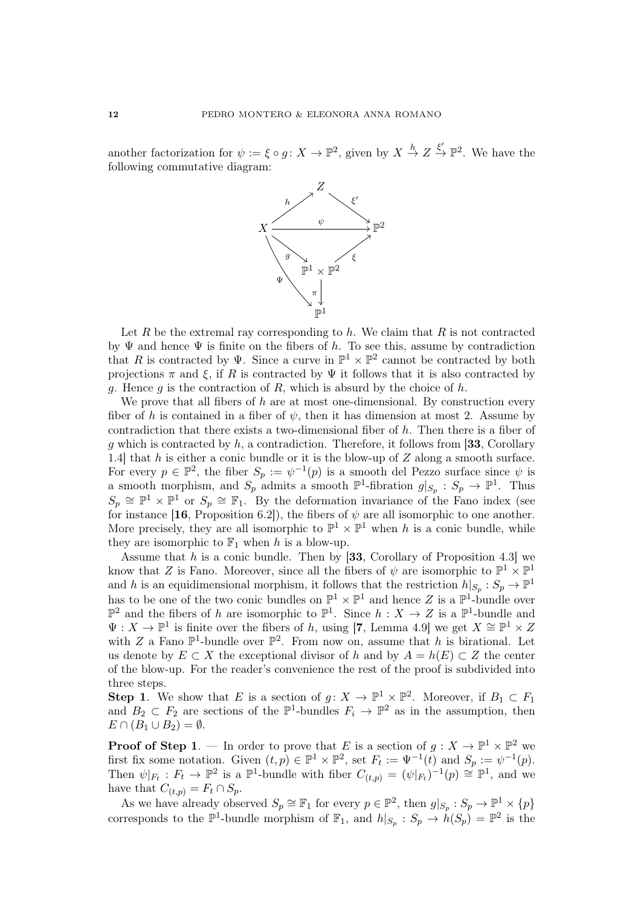another factorization for $\psi := \xi \circ g \colon X \to \mathbb{P}^2$, given by $X \overset{h}{\to} Z \overset{\xi'}{\to} \mathbb{P}^2$. We have the following commutative diagram:

$$
\begin{array}{ccccc}
 & & Z & & \\
 & {\scriptstyle h}\nearrow & & \searrow{\scriptstyle \xi'} & \\
X & & \xrightarrow{\quad\psi\quad} & & \mathbb{P}^2 \\
 & {\scriptstyle g}\searrow & & \nearrow{\scriptstyle \xi} & \\
 & & \mathbb{P}^1 \times \mathbb{P}^2 & & \\
 & {\scriptstyle \Psi} & \downarrow{\scriptstyle \pi} & & \\
 & & \mathbb{P}^1 & &
\end{array}
$$

Let $R$ be the extremal ray corresponding to $h$. We claim that $R$ is not contracted by $\Psi$ and hence $\Psi$ is finite on the fibers of $h$. To see this, assume by contradiction that $R$ is contracted by $\Psi$. Since a curve in $\mathbb{P}^1 \times \mathbb{P}^2$ cannot be contracted by both projections $\pi$ and $\xi$, if $R$ is contracted by $\Psi$ it follows that it is also contracted by $g$. Hence $g$ is the contraction of $R$, which is absurd by the choice of $h$.

We prove that all fibers of $h$ are at most one-dimensional. By construction every fiber of $h$ is contained in a fiber of $\psi$, then it has dimension at most 2. Assume by contradiction that there exists a two-dimensional fiber of $h$. Then there is a fiber of $g$ which is contracted by $h$, a contradiction. Therefore, it follows from [**33**, Corollary 1.4] that $h$ is either a conic bundle or it is the blow-up of $Z$ along a smooth surface. For every $p \in \mathbb{P}^2$, the fiber $S_p := \psi^{-1}(p)$ is a smooth del Pezzo surface since $\psi$ is a smooth morphism, and $S_p$ admits a smooth $\mathbb{P}^1$-fibration $g|_{S_p} : S_p \to \mathbb{P}^1$. Thus $S_p \cong \mathbb{P}^1 \times \mathbb{P}^1$ or $S_p \cong \mathbb{F}_1$. By the deformation invariance of the Fano index (see for instance [**16**, Proposition 6.2]), the fibers of $\psi$ are all isomorphic to one another. More precisely, they are all isomorphic to $\mathbb{P}^1 \times \mathbb{P}^1$ when $h$ is a conic bundle, while they are isomorphic to $\mathbb{F}_1$ when $h$ is a blow-up.

Assume that $h$ is a conic bundle. Then by [**33**, Corollary of Proposition 4.3] we know that $Z$ is Fano. Moreover, since all the fibers of $\psi$ are isomorphic to $\mathbb{P}^1 \times \mathbb{P}^1$ and $h$ is an equidimensional morphism, it follows that the restriction $h|_{S_p} : S_p \to \mathbb{P}^1$ has to be one of the two conic bundles on $\mathbb{P}^1 \times \mathbb{P}^1$ and hence $Z$ is a $\mathbb{P}^1$-bundle over $\mathbb{P}^2$ and the fibers of $h$ are isomorphic to $\mathbb{P}^1$. Since $h : X \to Z$ is a $\mathbb{P}^1$-bundle and $\Psi : X \to \mathbb{P}^1$ is finite over the fibers of $h$, using [**7**, Lemma 4.9] we get $X \cong \mathbb{P}^1 \times Z$ with $Z$ a Fano $\mathbb{P}^1$-bundle over $\mathbb{P}^2$. From now on, assume that $h$ is birational. Let us denote by $E \subset X$ the exceptional divisor of $h$ and by $A = h(E) \subset Z$ the center of the blow-up. For the reader's convenience the rest of the proof is subdivided into three steps.

**Step 1**. We show that $E$ is a section of $g \colon X \to \mathbb{P}^1 \times \mathbb{P}^2$. Moreover, if $B_1 \subset F_1$ and $B_2 \subset F_2$ are sections of the $\mathbb{P}^1$-bundles $F_i \to \mathbb{P}^2$ as in the assumption, then $E \cap (B_1 \cup B_2) = \emptyset$.

**Proof of Step 1**. — In order to prove that $E$ is a section of $g : X \to \mathbb{P}^1 \times \mathbb{P}^2$ we first fix some notation. Given $(t, p) \in \mathbb{P}^1 \times \mathbb{P}^2$, set $F_t := \Psi^{-1}(t)$ and $S_p := \psi^{-1}(p)$. Then $\psi|_{F_t} : F_t \to \mathbb{P}^2$ is a $\mathbb{P}^1$-bundle with fiber $C_{(t,p)} = (\psi|_{F_t})^{-1}(p) \cong \mathbb{P}^1$, and we have that $C_{(t,p)} = F_t \cap S_p$.

As we have already observed $S_p \cong \mathbb{F}_1$ for every $p \in \mathbb{P}^2$, then $g|_{S_p} : S_p \to \mathbb{P}^1 \times \{p\}$ corresponds to the $\mathbb{P}^1$-bundle morphism of $\mathbb{F}_1$, and $h|_{S_p} : S_p \to h(S_p) = \mathbb{P}^2$ is the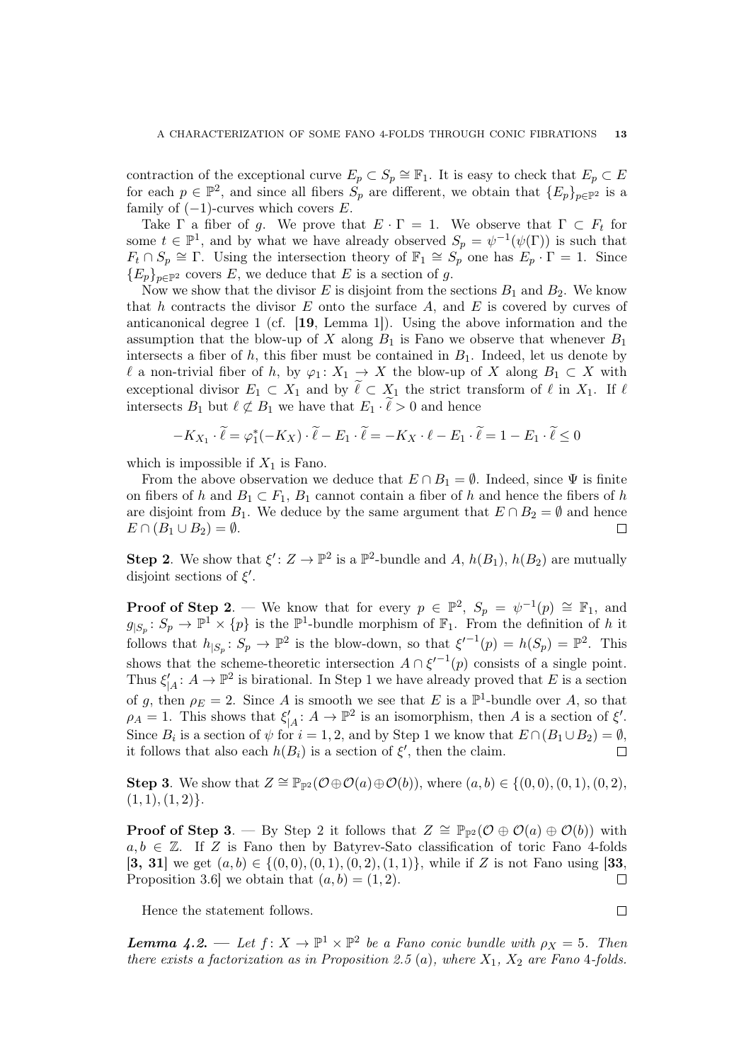contraction of the exceptional curve $E_p \subset S_p \cong \mathbb{F}_1$. It is easy to check that $E_p \subset E$ for each $p \in \mathbb{P}^2$, and since all fibers $S_p$ are different, we obtain that $\{E_p\}_{p\in\mathbb{P}^2}$ is a family of $(-1)$-curves which covers $E$.

Take $\Gamma$ a fiber of $g$. We prove that $E \cdot \Gamma = 1$. We observe that $\Gamma \subset F_t$ for some $t \in \mathbb{P}^1$, and by what we have already observed $S_p = \psi^{-1}(\psi(\Gamma))$ is such that $F_t \cap S_p \cong \Gamma$. Using the intersection theory of $\mathbb{F}_1 \cong S_p$ one has $E_p \cdot \Gamma = 1$. Since $\{E_p\}_{p\in\mathbb{P}^2}$ covers $E$, we deduce that $E$ is a section of $g$.

Now we show that the divisor $E$ is disjoint from the sections $B_1$ and $B_2$. We know that $h$ contracts the divisor $E$ onto the surface $A$, and $E$ is covered by curves of anticanonical degree 1 (cf. [**19**, Lemma 1]). Using the above information and the assumption that the blow-up of $X$ along $B_1$ is Fano we observe that whenever $B_1$ intersects a fiber of $h$, this fiber must be contained in $B_1$. Indeed, let us denote by $\ell$ a non-trivial fiber of $h$, by $\varphi_1 \colon X_1 \to X$ the blow-up of $X$ along $B_1 \subset X$ with exceptional divisor $E_1 \subset X_1$ and by $\widetilde{\ell} \subset X_1$ the strict transform of $\ell$ in $X_1$. If $\ell$ intersects $B_1$ but $\ell \not\subset B_1$ we have that $E_1 \cdot \widetilde{\ell} > 0$ and hence

$$-K_{X_1} \cdot \widetilde{\ell} = \varphi_1^*(-K_X) \cdot \widetilde{\ell} - E_1 \cdot \widetilde{\ell} = -K_X \cdot \ell - E_1 \cdot \widetilde{\ell} = 1 - E_1 \cdot \widetilde{\ell} \leq 0$$

which is impossible if $X_1$ is Fano.

From the above observation we deduce that $E \cap B_1 = \emptyset$. Indeed, since $\Psi$ is finite on fibers of $h$ and $B_1 \subset F_1$, $B_1$ cannot contain a fiber of $h$ and hence the fibers of $h$ are disjoint from $B_1$. We deduce by the same argument that $E \cap B_2 = \emptyset$ and hence $E \cap (B_1 \cup B_2) = \emptyset$. □

**Step 2**. We show that $\xi' \colon Z \to \mathbb{P}^2$ is a $\mathbb{P}^2$-bundle and $A$, $h(B_1)$, $h(B_2)$ are mutually disjoint sections of $\xi'$.

**Proof of Step 2**. — We know that for every $p \in \mathbb{P}^2$, $S_p = \psi^{-1}(p) \cong \mathbb{F}_1$, and $g_{|S_p} \colon S_p \to \mathbb{P}^1 \times \{p\}$ is the $\mathbb{P}^1$-bundle morphism of $\mathbb{F}_1$. From the definition of $h$ it follows that $h_{|S_p} \colon S_p \to \mathbb{P}^2$ is the blow-down, so that ${\xi'}^{-1}(p) = h(S_p) = \mathbb{P}^2$. This shows that the scheme-theoretic intersection $A \cap {\xi'}^{-1}(p)$ consists of a single point. Thus $\xi'_{|A} \colon A \to \mathbb{P}^2$ is birational. In Step 1 we have already proved that $E$ is a section of $g$, then $\rho_E = 2$. Since $A$ is smooth we see that $E$ is a $\mathbb{P}^1$-bundle over $A$, so that $\rho_A = 1$. This shows that $\xi'_{|A} \colon A \to \mathbb{P}^2$ is an isomorphism, then $A$ is a section of $\xi'$. Since $B_i$ is a section of $\psi$ for $i = 1, 2$, and by Step 1 we know that $E \cap (B_1 \cup B_2) = \emptyset$, it follows that also each $h(B_i)$ is a section of $\xi'$, then the claim. □

**Step 3**. We show that $Z \cong \mathbb{P}_{\mathbb{P}^2}(\mathcal{O} \oplus \mathcal{O}(a) \oplus \mathcal{O}(b))$, where $(a, b) \in \{(0, 0), (0, 1), (0, 2), (1, 1), (1, 2)\}$.

**Proof of Step 3**. — By Step 2 it follows that $Z \cong \mathbb{P}_{\mathbb{P}^2}(\mathcal{O} \oplus \mathcal{O}(a) \oplus \mathcal{O}(b))$ with $a, b \in \mathbb{Z}$. If $Z$ is Fano then by Batyrev-Sato classification of toric Fano 4-folds [**3, 31**] we get $(a, b) \in \{(0, 0), (0, 1), (0, 2), (1, 1)\}$, while if $Z$ is not Fano using [**33**, Proposition 3.6] we obtain that $(a, b) = (1, 2)$. □

Hence the statement follows. □

***Lemma 4.2.*** — *Let $f \colon X \to \mathbb{P}^1 \times \mathbb{P}^2$ be a Fano conic bundle with $\rho_X = 5$. Then there exists a factorization as in Proposition 2.5 (a), where $X_1$, $X_2$ are Fano 4-folds.*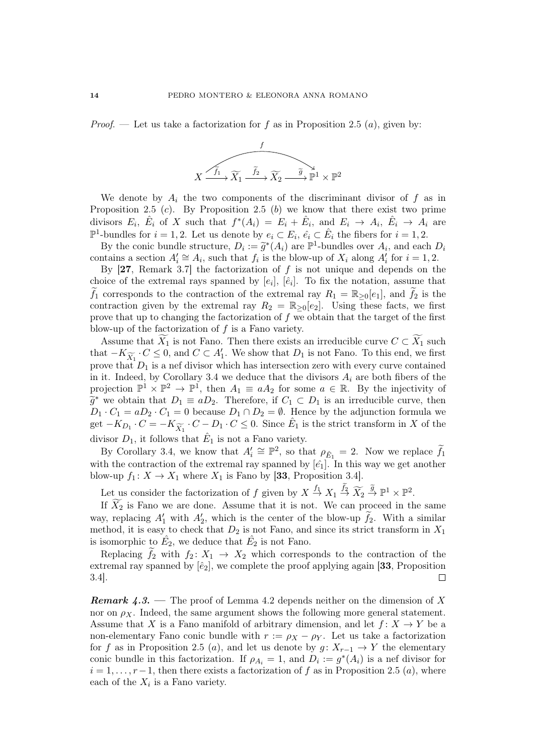*Proof*. — Let us take a factorization for $f$ as in Proposition 2.5 ($a$), given by:

$$X \xrightarrow{\widetilde{f_1}} \widetilde{X_1} \xrightarrow{\widetilde{f_2}} \widetilde{X_2} \xrightarrow{\widetilde{g}} \mathbb{P}^1 \times \mathbb{P}^2, \qquad f = \widetilde{g} \circ \widetilde{f_2} \circ \widetilde{f_1}$$

We denote by $A_i$ the two components of the discriminant divisor of $f$ as in Proposition 2.5 ($c$). By Proposition 2.5 ($b$) we know that there exist two prime divisors $E_i$, $\hat{E}_i$ of $X$ such that $f^*(A_i) = E_i + \hat{E}_i$, and $E_i \to A_i$, $\hat{E}_i \to A_i$ are $\mathbb{P}^1$-bundles for $i = 1, 2$. Let us denote by $e_i \subset E_i$, $\hat{e}_i \subset \hat{E}_i$ the fibers for $i = 1, 2$.

By the conic bundle structure, $D_i := \widetilde{g}^*(A_i)$ are $\mathbb{P}^1$-bundles over $A_i$, and each $D_i$ contains a section $A'_i \cong A_i$, such that $f_i$ is the blow-up of $X_i$ along $A'_i$ for $i = 1, 2$.

By [**27**, Remark 3.7] the factorization of $f$ is not unique and depends on the choice of the extremal rays spanned by $[e_i]$, $[\hat{e}_i]$. To fix the notation, assume that $\widetilde{f_1}$ corresponds to the contraction of the extremal ray $R_1 = \mathbb{R}_{\geq 0}[e_1]$, and $\widetilde{f_2}$ is the contraction given by the extremal ray $R_2 = \mathbb{R}_{\geq 0}[e_2]$. Using these facts, we first prove that up to changing the factorization of $f$ we obtain that the target of the first blow-up of the factorization of $f$ is a Fano variety.

Assume that $\widetilde{X_1}$ is not Fano. Then there exists an irreducible curve $C \subset \widetilde{X_1}$ such that $-K_{\widetilde{X_1}} \cdot C \leq 0$, and $C \subset A'_1$. We show that $D_1$ is not Fano. To this end, we first prove that $D_1$ is a nef divisor which has intersection zero with every curve contained in it. Indeed, by Corollary 3.4 we deduce that the divisors $A_i$ are both fibers of the projection $\mathbb{P}^1 \times \mathbb{P}^2 \to \mathbb{P}^1$, then $A_1 \equiv aA_2$ for some $a \in \mathbb{R}$. By the injectivity of $\widetilde{g}^*$ we obtain that $D_1 \equiv aD_2$. Therefore, if $C_1 \subset D_1$ is an irreducible curve, then $D_1 \cdot C_1 = aD_2 \cdot C_1 = 0$ because $D_1 \cap D_2 = \emptyset$. Hence by the adjunction formula we get $-K_{D_1} \cdot C = -K_{\widetilde{X_1}} \cdot C - D_1 \cdot C \leq 0$. Since $\hat{E}_1$ is the strict transform in $X$ of the divisor $D_1$, it follows that $\hat{E}_1$ is not a Fano variety.

By Corollary 3.4, we know that $A'_i \cong \mathbb{P}^2$, so that $\rho_{\hat{E}_1} = 2$. Now we replace $\widetilde{f_1}$ with the contraction of the extremal ray spanned by $[\hat{e_1}]$. In this way we get another blow-up $f_1 \colon X \to X_1$ where $X_1$ is Fano by [**33**, Proposition 3.4].

Let us consider the factorization of $f$ given by $X \overset{f_1}{\to} X_1 \overset{\widetilde{f_2}}{\to} \widetilde{X_2} \overset{\widetilde{g}}{\to} \mathbb{P}^1 \times \mathbb{P}^2$.

If $\widetilde{X_2}$ is Fano we are done. Assume that it is not. We can proceed in the same way, replacing $A'_1$ with $A'_2$, which is the center of the blow-up $\widetilde{f_2}$. With a similar method, it is easy to check that $D_2$ is not Fano, and since its strict transform in $X_1$ is isomorphic to $\hat{E}_2$, we deduce that $\hat{E}_2$ is not Fano.

Replacing $\widetilde{f_2}$ with $f_2 \colon X_1 \to X_2$ which corresponds to the contraction of the extremal ray spanned by $[\hat{e}_2]$, we complete the proof applying again [**33**, Proposition 3.4]. □

***Remark 4.3.*** — The proof of Lemma 4.2 depends neither on the dimension of $X$ nor on $\rho_X$. Indeed, the same argument shows the following more general statement. Assume that $X$ is a Fano manifold of arbitrary dimension, and let $f \colon X \to Y$ be a non-elementary Fano conic bundle with $r := \rho_X - \rho_Y$. Let us take a factorization for $f$ as in Proposition 2.5 ($a$), and let us denote by $g \colon X_{r-1} \to Y$ the elementary conic bundle in this factorization. If $\rho_{A_i} = 1$, and $D_i := g^*(A_i)$ is a nef divisor for $i = 1, \ldots, r-1$, then there exists a factorization of $f$ as in Proposition 2.5 ($a$), where each of the $X_i$ is a Fano variety.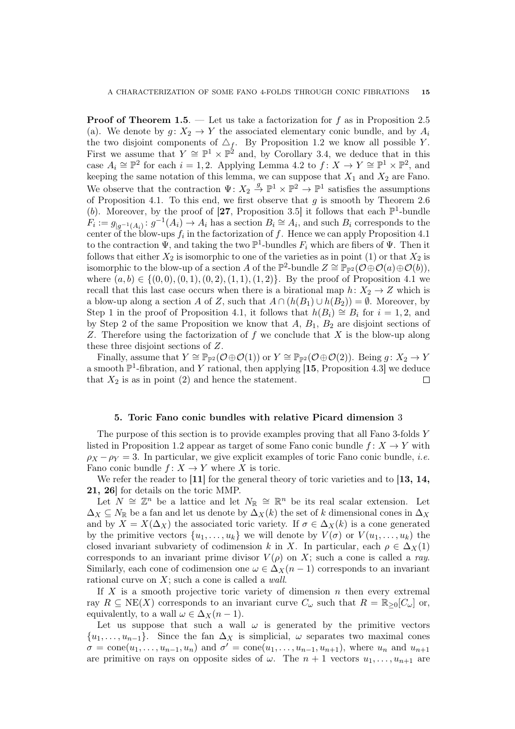**Proof of Theorem 1.5**. — Let us take a factorization for $f$ as in Proposition 2.5 (a). We denote by $g\colon X_2 \to Y$ the associated elementary conic bundle, and by $A_i$ the two disjoint components of $\triangle_f$. By Proposition 1.2 we know all possible $Y$. First we assume that $Y \cong \mathbb{P}^1 \times \mathbb{P}^2$ and, by Corollary 3.4, we deduce that in this case $A_i \cong \mathbb{P}^2$ for each $i = 1, 2$. Applying Lemma 4.2 to $f\colon X \to Y \cong \mathbb{P}^1 \times \mathbb{P}^2$, and keeping the same notation of this lemma, we can suppose that $X_1$ and $X_2$ are Fano. We observe that the contraction $\Psi\colon X_2 \xrightarrow{g} \mathbb{P}^1 \times \mathbb{P}^2 \to \mathbb{P}^1$ satisfies the assumptions of Proposition 4.1. To this end, we first observe that $g$ is smooth by Theorem 2.6 ($b$). Moreover, by the proof of [**27**, Proposition 3.5] it follows that each $\mathbb{P}^1$-bundle $F_i := g_{|g^{-1}(A_i)}\colon g^{-1}(A_i) \to A_i$ has a section $B_i \cong A_i$, and such $B_i$ corresponds to the center of the blow-ups $f_i$ in the factorization of $f$. Hence we can apply Proposition 4.1 to the contraction $\Psi$, and taking the two $\mathbb{P}^1$-bundles $F_i$ which are fibers of $\Psi$. Then it follows that either $X_2$ is isomorphic to one of the varieties as in point (1) or that $X_2$ is isomorphic to the blow-up of a section $A$ of the $\mathbb{P}^2$-bundle $Z \cong \mathbb{P}_{\mathbb{P}^2}(\mathcal{O} \oplus \mathcal{O}(a) \oplus \mathcal{O}(b))$, where $(a, b) \in \{(0, 0), (0, 1), (0, 2), (1, 1), (1, 2)\}$. By the proof of Proposition 4.1 we recall that this last case occurs when there is a birational map $h\colon X_2 \to Z$ which is a blow-up along a section $A$ of $Z$, such that $A \cap (h(B_1) \cup h(B_2)) = \emptyset$. Moreover, by Step 1 in the proof of Proposition 4.1, it follows that $h(B_i) \cong B_i$ for $i = 1, 2$, and by Step 2 of the same Proposition we know that $A$, $B_1$, $B_2$ are disjoint sections of $Z$. Therefore using the factorization of $f$ we conclude that $X$ is the blow-up along these three disjoint sections of $Z$.

Finally, assume that $Y \cong \mathbb{P}_{\mathbb{P}^2}(\mathcal{O} \oplus \mathcal{O}(1))$ or $Y \cong \mathbb{P}_{\mathbb{P}^2}(\mathcal{O} \oplus \mathcal{O}(2))$. Being $g\colon X_2 \to Y$ a smooth $\mathbb{P}^1$-fibration, and $Y$ rational, then applying [**15**, Proposition 4.3] we deduce that $X_2$ is as in point (2) and hence the statement. □

## 5. Toric Fano conic bundles with relative Picard dimension 3

The purpose of this section is to provide examples proving that all Fano 3-folds $Y$ listed in Proposition 1.2 appear as target of some Fano conic bundle $f\colon X \to Y$ with $\rho_X - \rho_Y = 3$. In particular, we give explicit examples of toric Fano conic bundle, *i.e.* Fano conic bundle $f\colon X \to Y$ where $X$ is toric.

We refer the reader to [**11**] for the general theory of toric varieties and to [**13, 14, 21, 26**] for details on the toric MMP.

Let $N \cong \mathbb{Z}^n$ be a lattice and let $N_{\mathbb{R}} \cong \mathbb{R}^n$ be its real scalar extension. Let $\Delta_X \subseteq N_{\mathbb{R}}$ be a fan and let us denote by $\Delta_X(k)$ the set of $k$ dimensional cones in $\Delta_X$ and by $X = X(\Delta_X)$ the associated toric variety. If $\sigma \in \Delta_X(k)$ is a cone generated by the primitive vectors $\{u_1, \ldots, u_k\}$ we will denote by $V(\sigma)$ or $V(u_1, \ldots, u_k)$ the closed invariant subvariety of codimension $k$ in $X$. In particular, each $\rho \in \Delta_X(1)$ corresponds to an invariant prime divisor $V(\rho)$ on $X$; such a cone is called a *ray*. Similarly, each cone of codimension one $\omega \in \Delta_X(n-1)$ corresponds to an invariant rational curve on $X$; such a cone is called a *wall*.

If $X$ is a smooth projective toric variety of dimension $n$ then every extremal ray $R \subseteq \mathrm{NE}(X)$ corresponds to an invariant curve $C_\omega$ such that $R = \mathbb{R}_{\geq 0}[C_\omega]$ or, equivalently, to a wall $\omega \in \Delta_X(n-1)$.

Let us suppose that such a wall $\omega$ is generated by the primitive vectors $\{u_1, \ldots, u_{n-1}\}$. Since the fan $\Delta_X$ is simplicial, $\omega$ separates two maximal cones $\sigma = \mathrm{cone}(u_1, \ldots, u_{n-1}, u_n)$ and $\sigma' = \mathrm{cone}(u_1, \ldots, u_{n-1}, u_{n+1})$, where $u_n$ and $u_{n+1}$ are primitive on rays on opposite sides of $\omega$. The $n+1$ vectors $u_1, \ldots, u_{n+1}$ are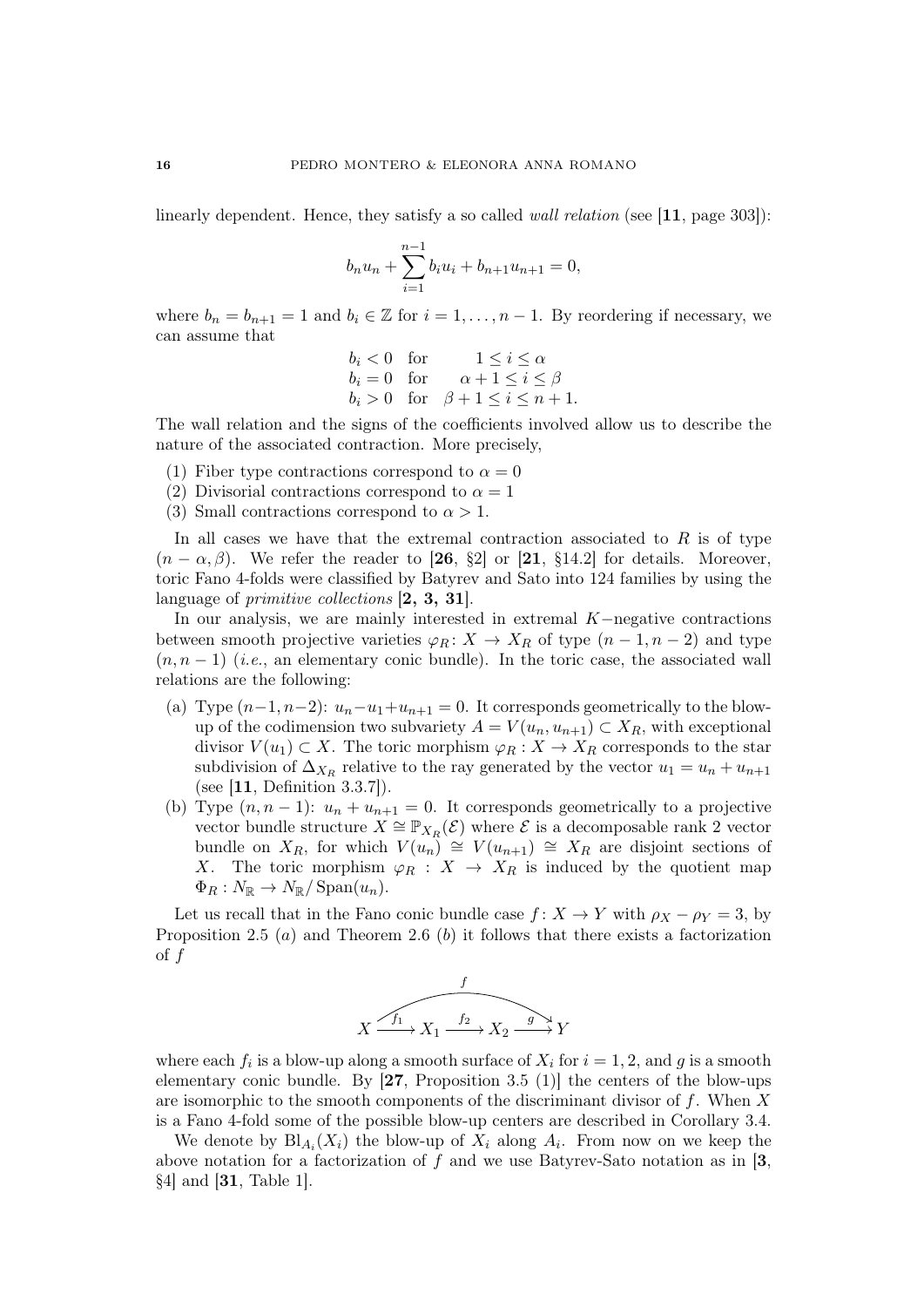linearly dependent. Hence, they satisfy a so called *wall relation* (see [**11**, page 303]):

$$b_n u_n + \sum_{i=1}^{n-1} b_i u_i + b_{n+1} u_{n+1} = 0,$$

where $b_n = b_{n+1} = 1$ and $b_i \in \mathbb{Z}$ for $i = 1, \ldots, n-1$. By reordering if necessary, we can assume that

$$\begin{array}{lll} b_i < 0 & \text{for} & 1 \leq i \leq \alpha \\ b_i = 0 & \text{for} & \alpha + 1 \leq i \leq \beta \\ b_i > 0 & \text{for} & \beta + 1 \leq i \leq n+1. \end{array}$$

The wall relation and the signs of the coefficients involved allow us to describe the nature of the associated contraction. More precisely,

(1) Fiber type contractions correspond to $\alpha = 0$
(2) Divisorial contractions correspond to $\alpha = 1$
(3) Small contractions correspond to $\alpha > 1$.

In all cases we have that the extremal contraction associated to $R$ is of type $(n - \alpha, \beta)$. We refer the reader to [**26**, §2] or [**21**, §14.2] for details. Moreover, toric Fano 4-folds were classified by Batyrev and Sato into 124 families by using the language of *primitive collections* [**2, 3, 31**].

In our analysis, we are mainly interested in extremal $K-$negative contractions between smooth projective varieties $\varphi_R\colon X \to X_R$ of type $(n-1, n-2)$ and type $(n, n-1)$ (*i.e.*, an elementary conic bundle). In the toric case, the associated wall relations are the following:

(a) Type $(n-1, n-2)$: $u_n - u_1 + u_{n+1} = 0$. It corresponds geometrically to the blow-up of the codimension two subvariety $A = V(u_n, u_{n+1}) \subset X_R$, with exceptional divisor $V(u_1) \subset X$. The toric morphism $\varphi_R : X \to X_R$ corresponds to the star subdivision of $\Delta_{X_R}$ relative to the ray generated by the vector $u_1 = u_n + u_{n+1}$ (see [**11**, Definition 3.3.7]).
(b) Type $(n, n-1)$: $u_n + u_{n+1} = 0$. It corresponds geometrically to a projective vector bundle structure $X \cong \mathbb{P}_{X_R}(\mathcal{E})$ where $\mathcal{E}$ is a decomposable rank 2 vector bundle on $X_R$, for which $V(u_n) \cong V(u_{n+1}) \cong X_R$ are disjoint sections of $X$. The toric morphism $\varphi_R : X \to X_R$ is induced by the quotient map $\Phi_R : N_{\mathbb{R}} \to N_{\mathbb{R}}/\operatorname{Span}(u_n)$.

Let us recall that in the Fano conic bundle case $f\colon X \to Y$ with $\rho_X - \rho_Y = 3$, by Proposition 2.5 $(a)$ and Theorem 2.6 $(b)$ it follows that there exists a factorization of $f$

$$X \xrightarrow{f_1} X_1 \xrightarrow{f_2} X_2 \xrightarrow{g} Y, \qquad f = g \circ f_2 \circ f_1$$

where each $f_i$ is a blow-up along a smooth surface of $X_i$ for $i = 1, 2$, and $g$ is a smooth elementary conic bundle. By [**27**, Proposition 3.5 (1)] the centers of the blow-ups are isomorphic to the smooth components of the discriminant divisor of $f$. When $X$ is a Fano 4-fold some of the possible blow-up centers are described in Corollary 3.4.

We denote by $\operatorname{Bl}_{A_i}(X_i)$ the blow-up of $X_i$ along $A_i$. From now on we keep the above notation for a factorization of $f$ and we use Batyrev-Sato notation as in [**3**, §4] and [**31**, Table 1].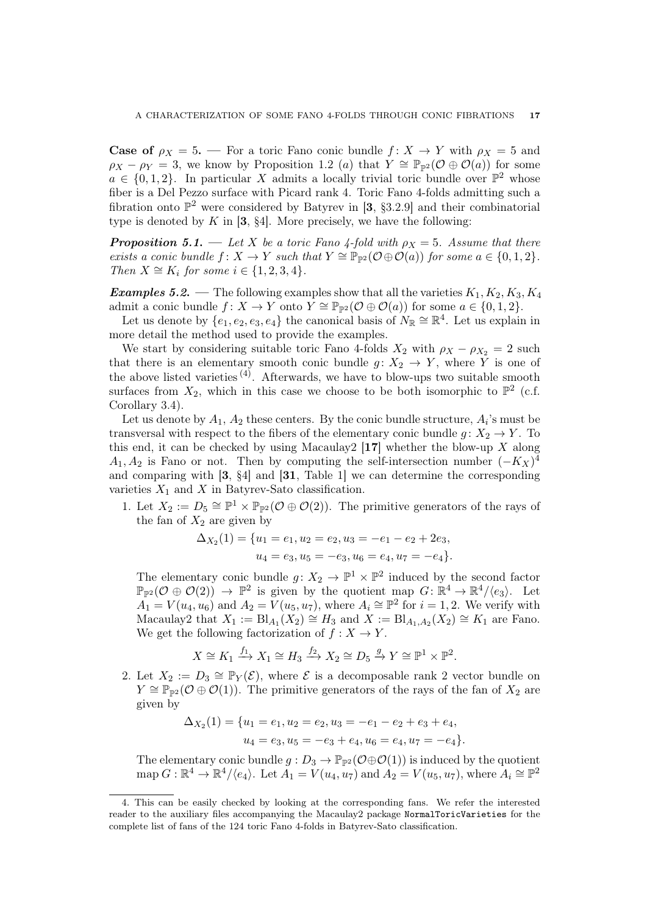**Case of $\rho_X = 5$.** — For a toric Fano conic bundle $f: X \to Y$ with $\rho_X = 5$ and $\rho_X - \rho_Y = 3$, we know by Proposition 1.2 $(a)$ that $Y \cong \mathbb{P}_{\mathbb{P}^2}(\mathcal{O} \oplus \mathcal{O}(a))$ for some $a \in \{0,1,2\}$. In particular $X$ admits a locally trivial toric bundle over $\mathbb{P}^2$ whose fiber is a Del Pezzo surface with Picard rank 4. Toric Fano 4-folds admitting such a fibration onto $\mathbb{P}^2$ were considered by Batyrev in [**3**, §3.2.9] and their combinatorial type is denoted by $K$ in [**3**, §4]. More precisely, we have the following:

***Proposition 5.1.*** — *Let $X$ be a toric Fano 4-fold with $\rho_X = 5$. Assume that there exists a conic bundle $f: X \to Y$ such that $Y \cong \mathbb{P}_{\mathbb{P}^2}(\mathcal{O} \oplus \mathcal{O}(a))$ for some $a \in \{0,1,2\}$. Then $X \cong K_i$ for some $i \in \{1,2,3,4\}$.*

***Examples 5.2.*** — The following examples show that all the varieties $K_1, K_2, K_3, K_4$ admit a conic bundle $f: X \to Y$ onto $Y \cong \mathbb{P}_{\mathbb{P}^2}(\mathcal{O} \oplus \mathcal{O}(a))$ for some $a \in \{0,1,2\}$.

Let us denote by $\{e_1, e_2, e_3, e_4\}$ the canonical basis of $N_{\mathbb{R}} \cong \mathbb{R}^4$. Let us explain in more detail the method used to provide the examples.

We start by considering suitable toric Fano 4-folds $X_2$ with $\rho_X - \rho_{X_2} = 2$ such that there is an elementary smooth conic bundle $g: X_2 \to Y$, where $Y$ is one of the above listed varieties [(4)]. Afterwards, we have to blow-ups two suitable smooth surfaces from $X_2$, which in this case we choose to be both isomorphic to $\mathbb{P}^2$ (c.f. Corollary 3.4).

Let us denote by $A_1$, $A_2$ these centers. By the conic bundle structure, $A_i$'s must be transversal with respect to the fibers of the elementary conic bundle $g: X_2 \to Y$. To this end, it can be checked by using Macaulay2 [**17**] whether the blow-up $X$ along $A_1, A_2$ is Fano or not. Then by computing the self-intersection number $(-K_X)^4$ and comparing with [**3**, §4] and [**31**, Table 1] we can determine the corresponding varieties $X_1$ and $X$ in Batyrev-Sato classification.

1. Let $X_2 := D_5 \cong \mathbb{P}^1 \times \mathbb{P}_{\mathbb{P}^2}(\mathcal{O} \oplus \mathcal{O}(2))$. The primitive generators of the rays of the fan of $X_2$ are given by

$$\Delta_{X_2}(1) = \{u_1 = e_1, u_2 = e_2, u_3 = -e_1 - e_2 + 2e_3,$$
$$u_4 = e_3, u_5 = -e_3, u_6 = e_4, u_7 = -e_4\}.$$

The elementary conic bundle $g: X_2 \to \mathbb{P}^1 \times \mathbb{P}^2$ induced by the second factor $\mathbb{P}_{\mathbb{P}^2}(\mathcal{O} \oplus \mathcal{O}(2)) \to \mathbb{P}^2$ is given by the quotient map $G: \mathbb{R}^4 \to \mathbb{R}^4/\langle e_3 \rangle$. Let $A_1 = V(u_4, u_6)$ and $A_2 = V(u_5, u_7)$, where $A_i \cong \mathbb{P}^2$ for $i = 1, 2$. We verify with Macaulay2 that $X_1 := \mathrm{Bl}_{A_1}(X_2) \cong H_3$ and $X := \mathrm{Bl}_{A_1,A_2}(X_2) \cong K_1$ are Fano. We get the following factorization of $f: X \to Y$.

$$X \cong K_1 \xrightarrow{f_1} X_1 \cong H_3 \xrightarrow{f_2} X_2 \cong D_5 \xrightarrow{g} Y \cong \mathbb{P}^1 \times \mathbb{P}^2.$$

2. Let $X_2 := D_3 \cong \mathbb{P}_Y(\mathcal{E})$, where $\mathcal{E}$ is a decomposable rank 2 vector bundle on $Y \cong \mathbb{P}_{\mathbb{P}^2}(\mathcal{O} \oplus \mathcal{O}(1))$. The primitive generators of the rays of the fan of $X_2$ are given by

$$\Delta_{X_2}(1) = \{u_1 = e_1, u_2 = e_2, u_3 = -e_1 - e_2 + e_3 + e_4,$$
$$u_4 = e_3, u_5 = -e_3 + e_4, u_6 = e_4, u_7 = -e_4\}.$$

The elementary conic bundle $g: D_3 \to \mathbb{P}_{\mathbb{P}^2}(\mathcal{O} \oplus \mathcal{O}(1))$ is induced by the quotient map $G: \mathbb{R}^4 \to \mathbb{R}^4/\langle e_4 \rangle$. Let $A_1 = V(u_4, u_7)$ and $A_2 = V(u_5, u_7)$, where $A_i \cong \mathbb{P}^2$

4. This can be easily checked by looking at the corresponding fans. We refer the interested reader to the auxiliary files accompanying the Macaulay2 package `NormalToricVarieties` for the complete list of fans of the 124 toric Fano 4-folds in Batyrev-Sato classification.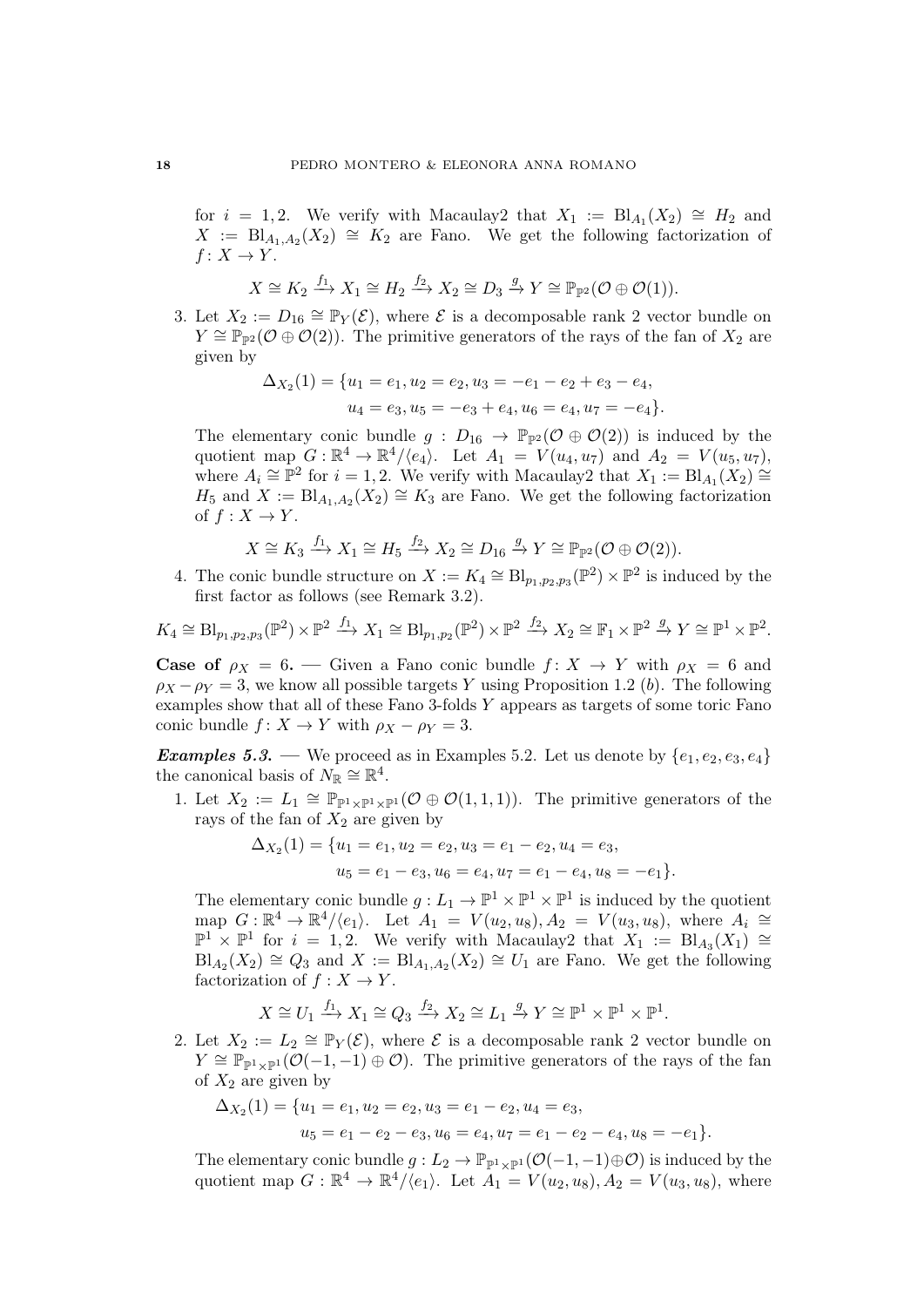for $i = 1, 2$. We verify with Macaulay2 that $X_1 := \mathrm{Bl}_{A_1}(X_2) \cong H_2$ and $X := \mathrm{Bl}_{A_1,A_2}(X_2) \cong K_2$ are Fano. We get the following factorization of $f\colon X \to Y$.

$$X \cong K_2 \xrightarrow{f_1} X_1 \cong H_2 \xrightarrow{f_2} X_2 \cong D_3 \xrightarrow{g} Y \cong \mathbb{P}_{\mathbb{P}^2}(\mathcal{O} \oplus \mathcal{O}(1)).$$

3. Let $X_2 := D_{16} \cong \mathbb{P}_Y(\mathcal{E})$, where $\mathcal{E}$ is a decomposable rank 2 vector bundle on $Y \cong \mathbb{P}_{\mathbb{P}^2}(\mathcal{O} \oplus \mathcal{O}(2))$. The primitive generators of the rays of the fan of $X_2$ are given by

$$\Delta_{X_2}(1) = \{u_1 = e_1, u_2 = e_2, u_3 = -e_1 - e_2 + e_3 - e_4,$$
$$u_4 = e_3, u_5 = -e_3 + e_4, u_6 = e_4, u_7 = -e_4\}.$$

The elementary conic bundle $g : D_{16} \to \mathbb{P}_{\mathbb{P}^2}(\mathcal{O} \oplus \mathcal{O}(2))$ is induced by the quotient map $G : \mathbb{R}^4 \to \mathbb{R}^4/\langle e_4\rangle$. Let $A_1 = V(u_4, u_7)$ and $A_2 = V(u_5, u_7)$, where $A_i \cong \mathbb{P}^2$ for $i = 1, 2$. We verify with Macaulay2 that $X_1 := \mathrm{Bl}_{A_1}(X_2) \cong H_5$ and $X := \mathrm{Bl}_{A_1,A_2}(X_2) \cong K_3$ are Fano. We get the following factorization of $f : X \to Y$.

$$X \cong K_3 \xrightarrow{f_1} X_1 \cong H_5 \xrightarrow{f_2} X_2 \cong D_{16} \xrightarrow{g} Y \cong \mathbb{P}_{\mathbb{P}^2}(\mathcal{O} \oplus \mathcal{O}(2)).$$

4. The conic bundle structure on $X := K_4 \cong \mathrm{Bl}_{p_1,p_2,p_3}(\mathbb{P}^2) \times \mathbb{P}^2$ is induced by the first factor as follows (see Remark 3.2).

$$K_4 \cong \mathrm{Bl}_{p_1,p_2,p_3}(\mathbb{P}^2) \times \mathbb{P}^2 \xrightarrow{f_1} X_1 \cong \mathrm{Bl}_{p_1,p_2}(\mathbb{P}^2) \times \mathbb{P}^2 \xrightarrow{f_2} X_2 \cong \mathbb{F}_1 \times \mathbb{P}^2 \xrightarrow{g} Y \cong \mathbb{P}^1 \times \mathbb{P}^2.$$

**Case of $\rho_X = 6$.** — Given a Fano conic bundle $f\colon X \to Y$ with $\rho_X = 6$ and $\rho_X - \rho_Y = 3$, we know all possible targets $Y$ using Proposition 1.2 (*b*). The following examples show that all of these Fano 3-folds $Y$ appear as targets of some toric Fano conic bundle $f\colon X \to Y$ with $\rho_X - \rho_Y = 3$.

***Examples 5.3.*** — We proceed as in Examples 5.2. Let us denote by $\{e_1, e_2, e_3, e_4\}$ the canonical basis of $N_{\mathbb{R}} \cong \mathbb{R}^4$.

1. Let $X_2 := L_1 \cong \mathbb{P}_{\mathbb{P}^1\times\mathbb{P}^1\times\mathbb{P}^1}(\mathcal{O} \oplus \mathcal{O}(1, 1, 1))$. The primitive generators of the rays of the fan of $X_2$ are given by

$$\Delta_{X_2}(1) = \{u_1 = e_1, u_2 = e_2, u_3 = e_1 - e_2, u_4 = e_3,$$
$$u_5 = e_1 - e_3, u_6 = e_4, u_7 = e_1 - e_4, u_8 = -e_1\}.$$

The elementary conic bundle $g : L_1 \to \mathbb{P}^1 \times \mathbb{P}^1 \times \mathbb{P}^1$ is induced by the quotient map $G : \mathbb{R}^4 \to \mathbb{R}^4/\langle e_1\rangle$. Let $A_1 = V(u_2, u_8), A_2 = V(u_3, u_8)$, where $A_i \cong \mathbb{P}^1 \times \mathbb{P}^1$ for $i = 1, 2$. We verify with Macaulay2 that $X_1 := \mathrm{Bl}_{A_3}(X_1) \cong \mathrm{Bl}_{A_2}(X_2) \cong Q_3$ and $X := \mathrm{Bl}_{A_1,A_2}(X_2) \cong U_1$ are Fano. We get the following factorization of $f : X \to Y$.

$$X \cong U_1 \xrightarrow{f_1} X_1 \cong Q_3 \xrightarrow{f_2} X_2 \cong L_1 \xrightarrow{g} Y \cong \mathbb{P}^1 \times \mathbb{P}^1 \times \mathbb{P}^1.$$

2. Let $X_2 := L_2 \cong \mathbb{P}_Y(\mathcal{E})$, where $\mathcal{E}$ is a decomposable rank 2 vector bundle on $Y \cong \mathbb{P}_{\mathbb{P}^1\times\mathbb{P}^1}(\mathcal{O}(-1, -1) \oplus \mathcal{O})$. The primitive generators of the rays of the fan of $X_2$ are given by

$$\Delta_{X_2}(1) = \{u_1 = e_1, u_2 = e_2, u_3 = e_1 - e_2, u_4 = e_3,$$
$$u_5 = e_1 - e_2 - e_3, u_6 = e_4, u_7 = e_1 - e_2 - e_4, u_8 = -e_1\}.$$

The elementary conic bundle $g : L_2 \to \mathbb{P}_{\mathbb{P}^1\times\mathbb{P}^1}(\mathcal{O}(-1, -1)\oplus\mathcal{O})$ is induced by the quotient map $G : \mathbb{R}^4 \to \mathbb{R}^4/\langle e_1\rangle$. Let $A_1 = V(u_2, u_8), A_2 = V(u_3, u_8)$, where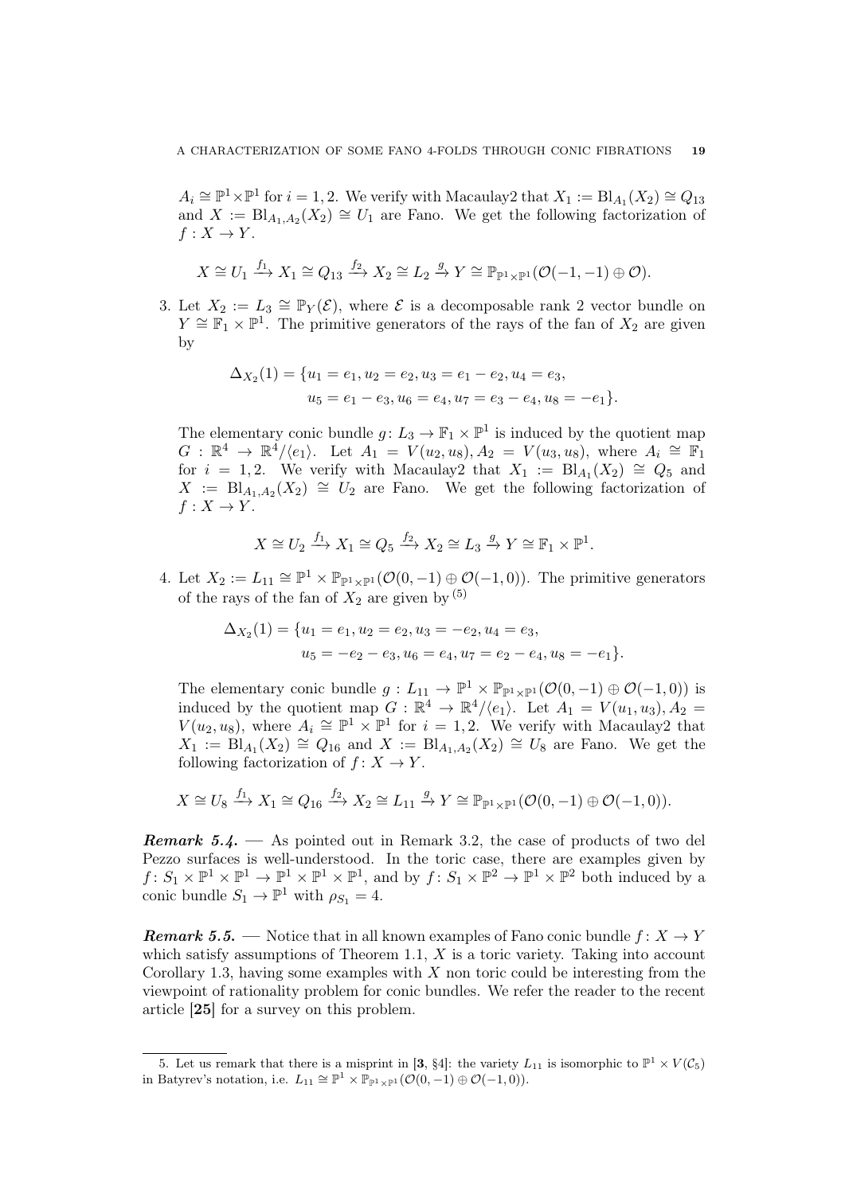$A_i \cong \mathbb{P}^1 \times \mathbb{P}^1$ for $i = 1, 2$. We verify with Macaulay2 that $X_1 := \mathrm{Bl}_{A_1}(X_2) \cong Q_{13}$ and $X := \mathrm{Bl}_{A_1,A_2}(X_2) \cong U_1$ are Fano. We get the following factorization of $f : X \to Y$.

$$X \cong U_1 \xrightarrow{f_1} X_1 \cong Q_{13} \xrightarrow{f_2} X_2 \cong L_2 \xrightarrow{g} Y \cong \mathbb{P}_{\mathbb{P}^1\times\mathbb{P}^1}(\mathcal{O}(-1,-1) \oplus \mathcal{O}).$$

3. Let $X_2 := L_3 \cong \mathbb{P}_Y(\mathcal{E})$, where $\mathcal{E}$ is a decomposable rank 2 vector bundle on $Y \cong \mathbb{F}_1 \times \mathbb{P}^1$. The primitive generators of the rays of the fan of $X_2$ are given by

$$\Delta_{X_2}(1) = \{u_1 = e_1, u_2 = e_2, u_3 = e_1 - e_2, u_4 = e_3, \\ u_5 = e_1 - e_3, u_6 = e_4, u_7 = e_3 - e_4, u_8 = -e_1\}.$$

The elementary conic bundle $g \colon L_3 \to \mathbb{F}_1 \times \mathbb{P}^1$ is induced by the quotient map $G : \mathbb{R}^4 \to \mathbb{R}^4/\langle e_1\rangle$. Let $A_1 = V(u_2, u_8), A_2 = V(u_3, u_8)$, where $A_i \cong \mathbb{F}_1$ for $i = 1, 2$. We verify with Macaulay2 that $X_1 := \mathrm{Bl}_{A_1}(X_2) \cong Q_5$ and $X := \mathrm{Bl}_{A_1,A_2}(X_2) \cong U_2$ are Fano. We get the following factorization of $f : X \to Y$.

$$X \cong U_2 \xrightarrow{f_1} X_1 \cong Q_5 \xrightarrow{f_2} X_2 \cong L_3 \xrightarrow{g} Y \cong \mathbb{F}_1 \times \mathbb{P}^1.$$

4. Let $X_2 := L_{11} \cong \mathbb{P}^1 \times \mathbb{P}_{\mathbb{P}^1\times\mathbb{P}^1}(\mathcal{O}(0,-1) \oplus \mathcal{O}(-1,0))$. The primitive generators of the rays of the fan of $X_2$ are given by [5]

$$\Delta_{X_2}(1) = \{u_1 = e_1, u_2 = e_2, u_3 = -e_2, u_4 = e_3, \\ u_5 = -e_2 - e_3, u_6 = e_4, u_7 = e_2 - e_4, u_8 = -e_1\}.$$

The elementary conic bundle $g : L_{11} \to \mathbb{P}^1 \times \mathbb{P}_{\mathbb{P}^1\times\mathbb{P}^1}(\mathcal{O}(0,-1) \oplus \mathcal{O}(-1,0))$ is induced by the quotient map $G : \mathbb{R}^4 \to \mathbb{R}^4/\langle e_1\rangle$. Let $A_1 = V(u_1, u_3), A_2 = V(u_2, u_8)$, where $A_i \cong \mathbb{P}^1 \times \mathbb{P}^1$ for $i = 1, 2$. We verify with Macaulay2 that $X_1 := \mathrm{Bl}_{A_1}(X_2) \cong Q_{16}$ and $X := \mathrm{Bl}_{A_1,A_2}(X_2) \cong U_8$ are Fano. We get the following factorization of $f \colon X \to Y$.

$$X \cong U_8 \xrightarrow{f_1} X_1 \cong Q_{16} \xrightarrow{f_2} X_2 \cong L_{11} \xrightarrow{g} Y \cong \mathbb{P}_{\mathbb{P}^1\times\mathbb{P}^1}(\mathcal{O}(0,-1) \oplus \mathcal{O}(-1,0)).$$

***Remark 5.4.*** — As pointed out in Remark 3.2, the case of products of two del Pezzo surfaces is well-understood. In the toric case, there are examples given by $f \colon S_1 \times \mathbb{P}^1 \times \mathbb{P}^1 \to \mathbb{P}^1 \times \mathbb{P}^1 \times \mathbb{P}^1$, and by $f \colon S_1 \times \mathbb{P}^2 \to \mathbb{P}^1 \times \mathbb{P}^2$ both induced by a conic bundle $S_1 \to \mathbb{P}^1$ with $\rho_{S_1} = 4$.

***Remark 5.5.*** — Notice that in all known examples of Fano conic bundle $f \colon X \to Y$ which satisfy assumptions of Theorem 1.1, $X$ is a toric variety. Taking into account Corollary 1.3, having some examples with $X$ non toric could be interesting from the viewpoint of rationality problem for conic bundles. We refer the reader to the recent article **[25]** for a survey on this problem.

---

5. Let us remark that there is a misprint in [**3**, §4]: the variety $L_{11}$ is isomorphic to $\mathbb{P}^1 \times V(\mathcal{C}_5)$ in Batyrev's notation, i.e. $L_{11} \cong \mathbb{P}^1 \times \mathbb{P}_{\mathbb{P}^1\times\mathbb{P}^1}(\mathcal{O}(0,-1) \oplus \mathcal{O}(-1,0))$.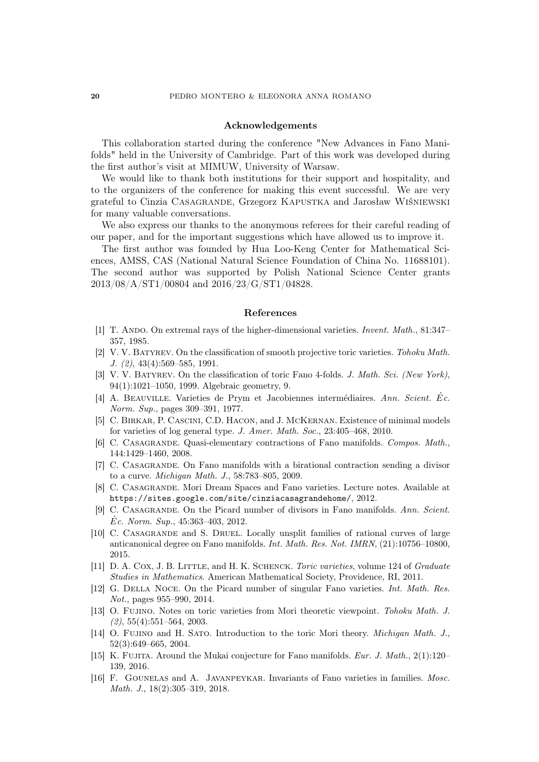## Acknowledgements

This collaboration started during the conference "New Advances in Fano Manifolds" held in the University of Cambridge. Part of this work was developed during the first author's visit at MIMUW, University of Warsaw.

We would like to thank both institutions for their support and hospitality, and to the organizers of the conference for making this event successful. We are very grateful to Cinzia Casagrande, Grzegorz Kapustka and Jarosław Wiśniewski for many valuable conversations.

We also express our thanks to the anonymous referees for their careful reading of our paper, and for the important suggestions which have allowed us to improve it.

The first author was founded by Hua Loo-Keng Center for Mathematical Sciences, AMSS, CAS (National Natural Science Foundation of China No. 11688101). The second author was supported by Polish National Science Center grants 2013/08/A/ST1/00804 and 2016/23/G/ST1/04828.

## References

[1] T. Ando. On extremal rays of the higher-dimensional varieties. *Invent. Math.*, 81:347–357, 1985.

[2] V. V. Batyrev. On the classification of smooth projective toric varieties. *Tohoku Math. J. (2)*, 43(4):569–585, 1991.

[3] V. V. Batyrev. On the classification of toric Fano 4-folds. *J. Math. Sci. (New York)*, 94(1):1021–1050, 1999. Algebraic geometry, 9.

[4] A. Beauville. Varieties de Prym et Jacobiennes intermédiaires. *Ann. Scient. Éc. Norm. Sup.*, pages 309–391, 1977.

[5] C. Birkar, P. Cascini, C.D. Hacon, and J. McKernan. Existence of minimal models for varieties of log general type. *J. Amer. Math. Soc.*, 23:405–468, 2010.

[6] C. Casagrande. Quasi-elementary contractions of Fano manifolds. *Compos. Math.*, 144:1429–1460, 2008.

[7] C. Casagrande. On Fano manifolds with a birational contraction sending a divisor to a curve. *Michigan Math. J.*, 58:783–805, 2009.

[8] C. Casagrande. Mori Dream Spaces and Fano varieties. Lecture notes. Available at `https://sites.google.com/site/cinziacasagrandehome/`, 2012.

[9] C. Casagrande. On the Picard number of divisors in Fano manifolds. *Ann. Scient. Éc. Norm. Sup.*, 45:363–403, 2012.

[10] C. Casagrande and S. Druel. Locally unsplit families of rational curves of large anticanonical degree on Fano manifolds. *Int. Math. Res. Not. IMRN*, (21):10756–10800, 2015.

[11] D. A. Cox, J. B. Little, and H. K. Schenck. *Toric varieties*, volume 124 of *Graduate Studies in Mathematics*. American Mathematical Society, Providence, RI, 2011.

[12] G. Della Noce. On the Picard number of singular Fano varieties. *Int. Math. Res. Not.*, pages 955–990, 2014.

[13] O. Fujino. Notes on toric varieties from Mori theoretic viewpoint. *Tohoku Math. J. (2)*, 55(4):551–564, 2003.

[14] O. Fujino and H. Sato. Introduction to the toric Mori theory. *Michigan Math. J.*, 52(3):649–665, 2004.

[15] K. Fujita. Around the Mukai conjecture for Fano manifolds. *Eur. J. Math.*, 2(1):120–139, 2016.

[16] F. Gounelas and A. Javanpeykar. Invariants of Fano varieties in families. *Mosc. Math. J.*, 18(2):305–319, 2018.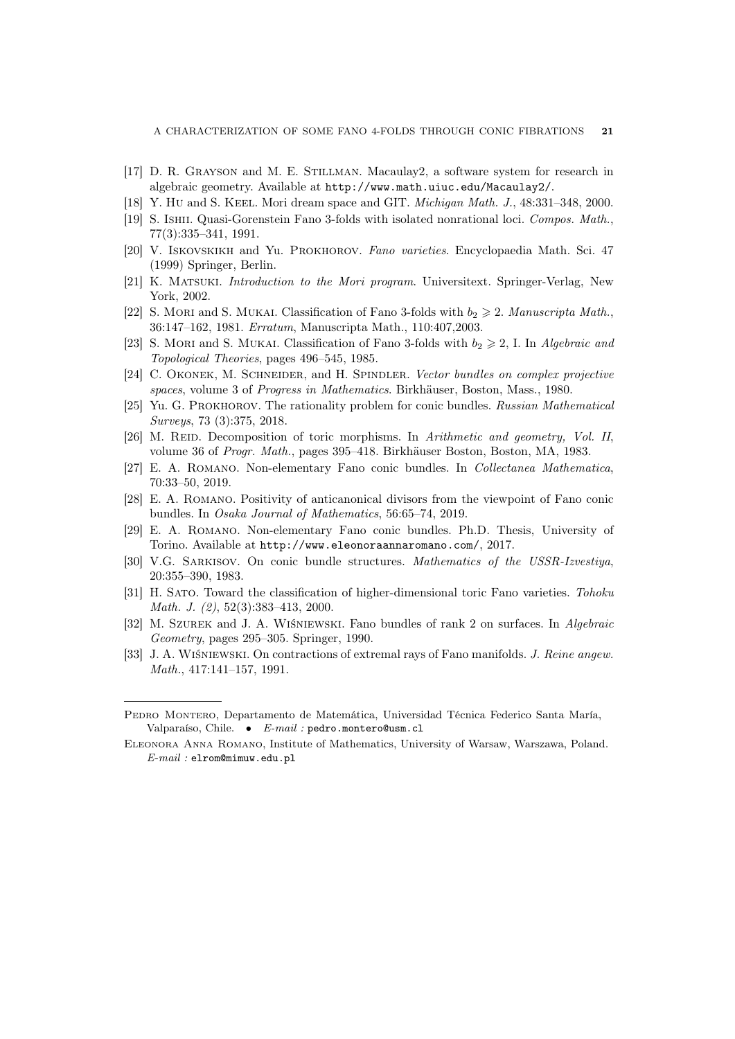[17] D. R. Grayson and M. E. Stillman. Macaulay2, a software system for research in algebraic geometry. Available at http://www.math.uiuc.edu/Macaulay2/.

[18] Y. Hu and S. Keel. Mori dream space and GIT. *Michigan Math. J.*, 48:331–348, 2000.

[19] S. Ishii. Quasi-Gorenstein Fano 3-folds with isolated nonrational loci. *Compos. Math.*, 77(3):335–341, 1991.

[20] V. Iskovskikh and Yu. Prokhorov. *Fano varieties*. Encyclopaedia Math. Sci. 47 (1999) Springer, Berlin.

[21] K. Matsuki. *Introduction to the Mori program*. Universitext. Springer-Verlag, New York, 2002.

[22] S. Mori and S. Mukai. Classification of Fano 3-folds with $b_2 \geqslant 2$. *Manuscripta Math.*, 36:147–162, 1981. *Erratum*, Manuscripta Math., 110:407,2003.

[23] S. Mori and S. Mukai. Classification of Fano 3-folds with $b_2 \geqslant 2$, I. In *Algebraic and Topological Theories*, pages 496–545, 1985.

[24] C. Okonek, M. Schneider, and H. Spindler. *Vector bundles on complex projective spaces*, volume 3 of *Progress in Mathematics*. Birkhäuser, Boston, Mass., 1980.

[25] Yu. G. Prokhorov. The rationality problem for conic bundles. *Russian Mathematical Surveys*, 73 (3):375, 2018.

[26] M. Reid. Decomposition of toric morphisms. In *Arithmetic and geometry, Vol. II*, volume 36 of *Progr. Math.*, pages 395–418. Birkhäuser Boston, Boston, MA, 1983.

[27] E. A. Romano. Non-elementary Fano conic bundles. In *Collectanea Mathematica*, 70:33–50, 2019.

[28] E. A. Romano. Positivity of anticanonical divisors from the viewpoint of Fano conic bundles. In *Osaka Journal of Mathematics*, 56:65–74, 2019.

[29] E. A. Romano. Non-elementary Fano conic bundles. Ph.D. Thesis, University of Torino. Available at http://www.eleonoraannaromano.com/, 2017.

[30] V.G. Sarkisov. On conic bundle structures. *Mathematics of the USSR-Izvestiya*, 20:355–390, 1983.

[31] H. Sato. Toward the classification of higher-dimensional toric Fano varieties. *Tohoku Math. J. (2)*, 52(3):383–413, 2000.

[32] M. Szurek and J. A. Wiśniewski. Fano bundles of rank 2 on surfaces. In *Algebraic Geometry*, pages 295–305. Springer, 1990.

[33] J. A. Wiśniewski. On contractions of extremal rays of Fano manifolds. *J. Reine angew. Math.*, 417:141–157, 1991.

---

Pedro Montero, Departamento de Matemática, Universidad Técnica Federico Santa María, Valparaíso, Chile. • *E-mail :* pedro.montero@usm.cl

Eleonora Anna Romano, Institute of Mathematics, University of Warsaw, Warszawa, Poland. *E-mail :* elrom@mimuw.edu.pl